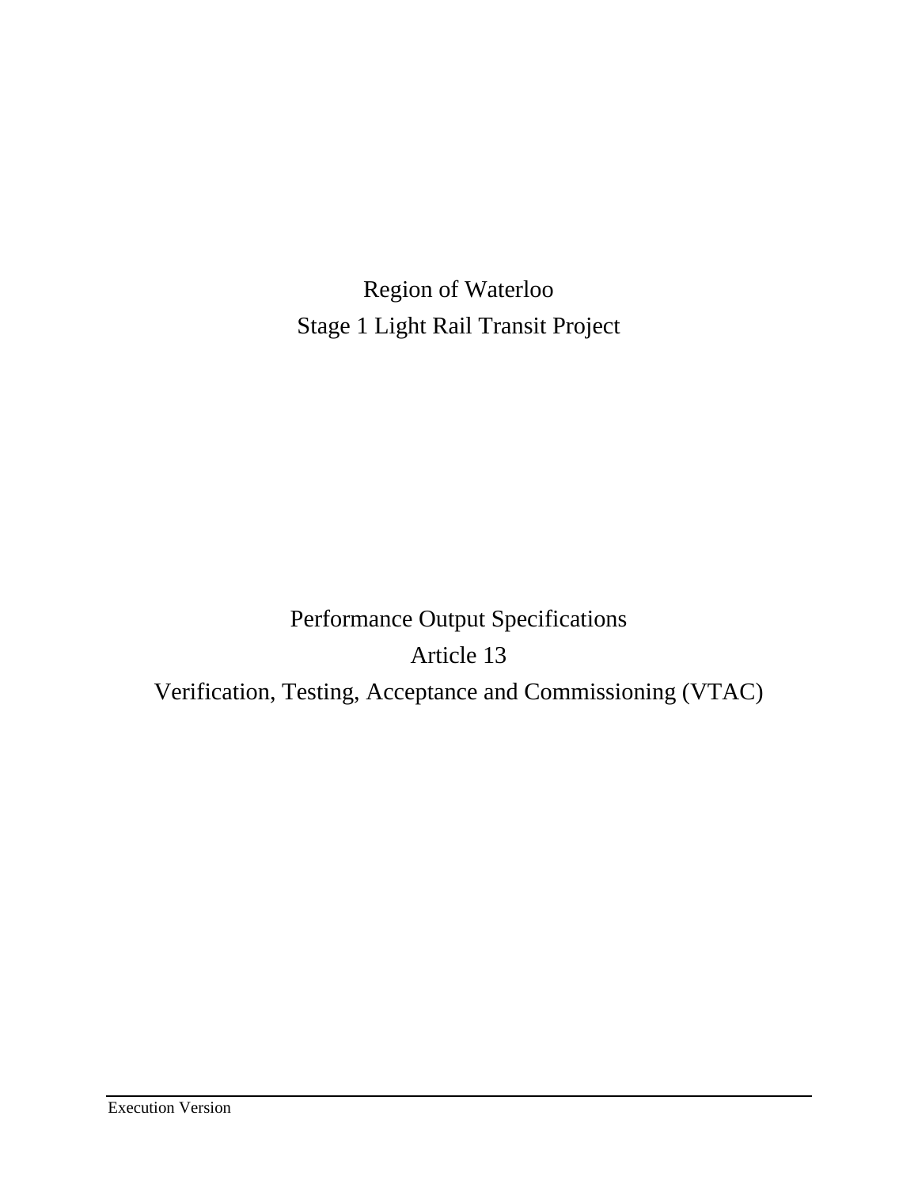# Region of Waterloo
# Stage 1 Light Rail Transit Project

## Performance Output Specifications
## Article 13
## Verification, Testing, Acceptance and Commissioning (VTAC)

Execution Version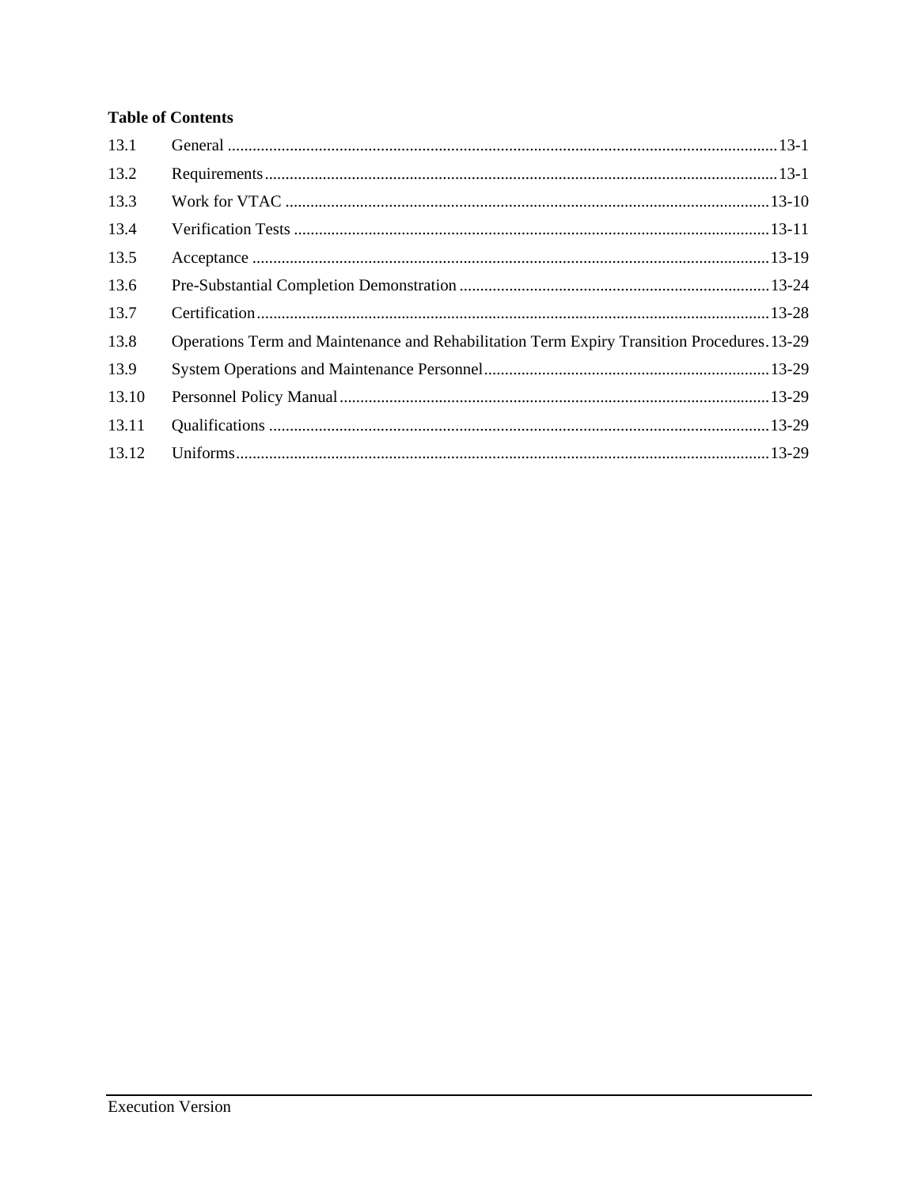**Table of Contents**

| | | |
|---|---|---|
| 13.1 | General | 13-1 |
| 13.2 | Requirements | 13-1 |
| 13.3 | Work for VTAC | 13-10 |
| 13.4 | Verification Tests | 13-11 |
| 13.5 | Acceptance | 13-19 |
| 13.6 | Pre-Substantial Completion Demonstration | 13-24 |
| 13.7 | Certification | 13-28 |
| 13.8 | Operations Term and Maintenance and Rehabilitation Term Expiry Transition Procedures | 13-29 |
| 13.9 | System Operations and Maintenance Personnel | 13-29 |
| 13.10 | Personnel Policy Manual | 13-29 |
| 13.11 | Qualifications | 13-29 |
| 13.12 | Uniforms | 13-29 |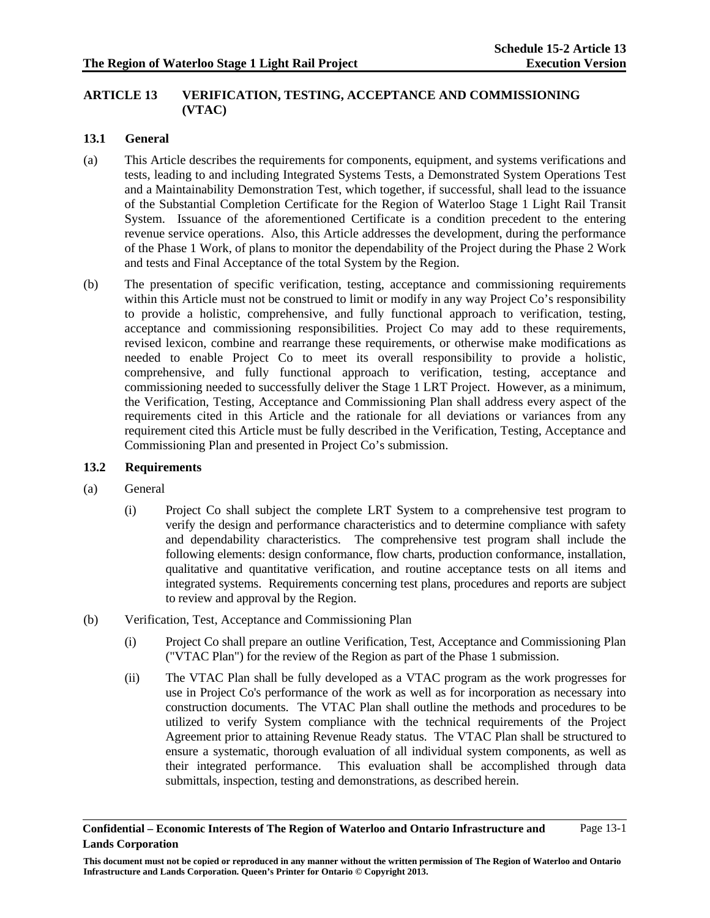# ARTICLE 13 VERIFICATION, TESTING, ACCEPTANCE AND COMMISSIONING (VTAC)

## 13.1 General

(a) This Article describes the requirements for components, equipment, and systems verifications and tests, leading to and including Integrated Systems Tests, a Demonstrated System Operations Test and a Maintainability Demonstration Test, which together, if successful, shall lead to the issuance of the Substantial Completion Certificate for the Region of Waterloo Stage 1 Light Rail Transit System. Issuance of the aforementioned Certificate is a condition precedent to the entering revenue service operations. Also, this Article addresses the development, during the performance of the Phase 1 Work, of plans to monitor the dependability of the Project during the Phase 2 Work and tests and Final Acceptance of the total System by the Region.

(b) The presentation of specific verification, testing, acceptance and commissioning requirements within this Article must not be construed to limit or modify in any way Project Co's responsibility to provide a holistic, comprehensive, and fully functional approach to verification, testing, acceptance and commissioning responsibilities. Project Co may add to these requirements, revised lexicon, combine and rearrange these requirements, or otherwise make modifications as needed to enable Project Co to meet its overall responsibility to provide a holistic, comprehensive, and fully functional approach to verification, testing, acceptance and commissioning needed to successfully deliver the Stage 1 LRT Project. However, as a minimum, the Verification, Testing, Acceptance and Commissioning Plan shall address every aspect of the requirements cited in this Article and the rationale for all deviations or variances from any requirement cited this Article must be fully described in the Verification, Testing, Acceptance and Commissioning Plan and presented in Project Co's submission.

## 13.2 Requirements

(a) General

(i) Project Co shall subject the complete LRT System to a comprehensive test program to verify the design and performance characteristics and to determine compliance with safety and dependability characteristics. The comprehensive test program shall include the following elements: design conformance, flow charts, production conformance, installation, qualitative and quantitative verification, and routine acceptance tests on all items and integrated systems. Requirements concerning test plans, procedures and reports are subject to review and approval by the Region.

(b) Verification, Test, Acceptance and Commissioning Plan

(i) Project Co shall prepare an outline Verification, Test, Acceptance and Commissioning Plan ("VTAC Plan") for the review of the Region as part of the Phase 1 submission.

(ii) The VTAC Plan shall be fully developed as a VTAC program as the work progresses for use in Project Co's performance of the work as well as for incorporation as necessary into construction documents. The VTAC Plan shall outline the methods and procedures to be utilized to verify System compliance with the technical requirements of the Project Agreement prior to attaining Revenue Ready status. The VTAC Plan shall be structured to ensure a systematic, thorough evaluation of all individual system components, as well as their integrated performance. This evaluation shall be accomplished through data submittals, inspection, testing and demonstrations, as described herein.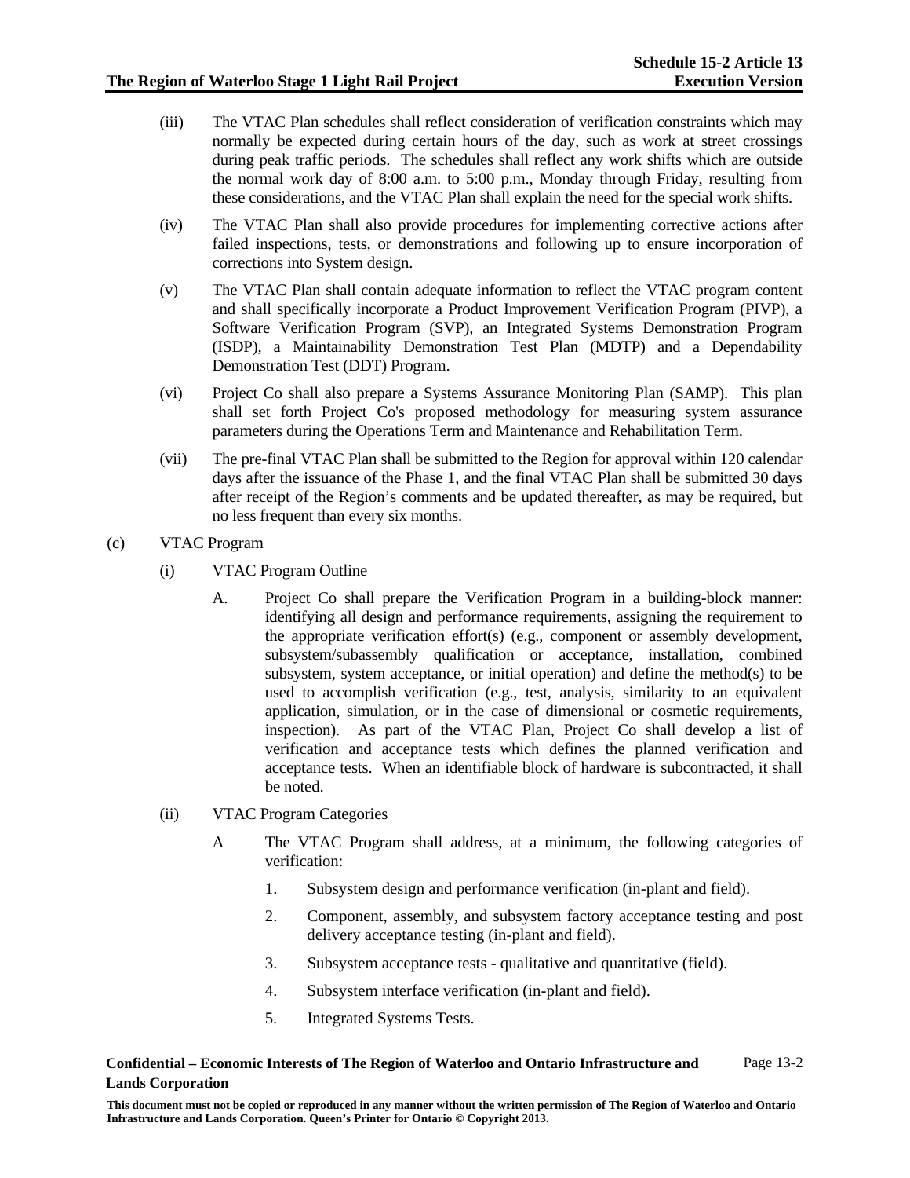(iii) The VTAC Plan schedules shall reflect consideration of verification constraints which may normally be expected during certain hours of the day, such as work at street crossings during peak traffic periods. The schedules shall reflect any work shifts which are outside the normal work day of 8:00 a.m. to 5:00 p.m., Monday through Friday, resulting from these considerations, and the VTAC Plan shall explain the need for the special work shifts.

(iv) The VTAC Plan shall also provide procedures for implementing corrective actions after failed inspections, tests, or demonstrations and following up to ensure incorporation of corrections into System design.

(v) The VTAC Plan shall contain adequate information to reflect the VTAC program content and shall specifically incorporate a Product Improvement Verification Program (PIVP), a Software Verification Program (SVP), an Integrated Systems Demonstration Program (ISDP), a Maintainability Demonstration Test Plan (MDTP) and a Dependability Demonstration Test (DDT) Program.

(vi) Project Co shall also prepare a Systems Assurance Monitoring Plan (SAMP). This plan shall set forth Project Co's proposed methodology for measuring system assurance parameters during the Operations Term and Maintenance and Rehabilitation Term.

(vii) The pre-final VTAC Plan shall be submitted to the Region for approval within 120 calendar days after the issuance of the Phase 1, and the final VTAC Plan shall be submitted 30 days after receipt of the Region's comments and be updated thereafter, as may be required, but no less frequent than every six months.

(c) VTAC Program

(i) VTAC Program Outline

A. Project Co shall prepare the Verification Program in a building-block manner: identifying all design and performance requirements, assigning the requirement to the appropriate verification effort(s) (e.g., component or assembly development, subsystem/subassembly qualification or acceptance, installation, combined subsystem, system acceptance, or initial operation) and define the method(s) to be used to accomplish verification (e.g., test, analysis, similarity to an equivalent application, simulation, or in the case of dimensional or cosmetic requirements, inspection). As part of the VTAC Plan, Project Co shall develop a list of verification and acceptance tests which defines the planned verification and acceptance tests. When an identifiable block of hardware is subcontracted, it shall be noted.

(ii) VTAC Program Categories

A The VTAC Program shall address, at a minimum, the following categories of verification:

1. Subsystem design and performance verification (in-plant and field).

2. Component, assembly, and subsystem factory acceptance testing and post delivery acceptance testing (in-plant and field).

3. Subsystem acceptance tests - qualitative and quantitative (field).

4. Subsystem interface verification (in-plant and field).

5. Integrated Systems Tests.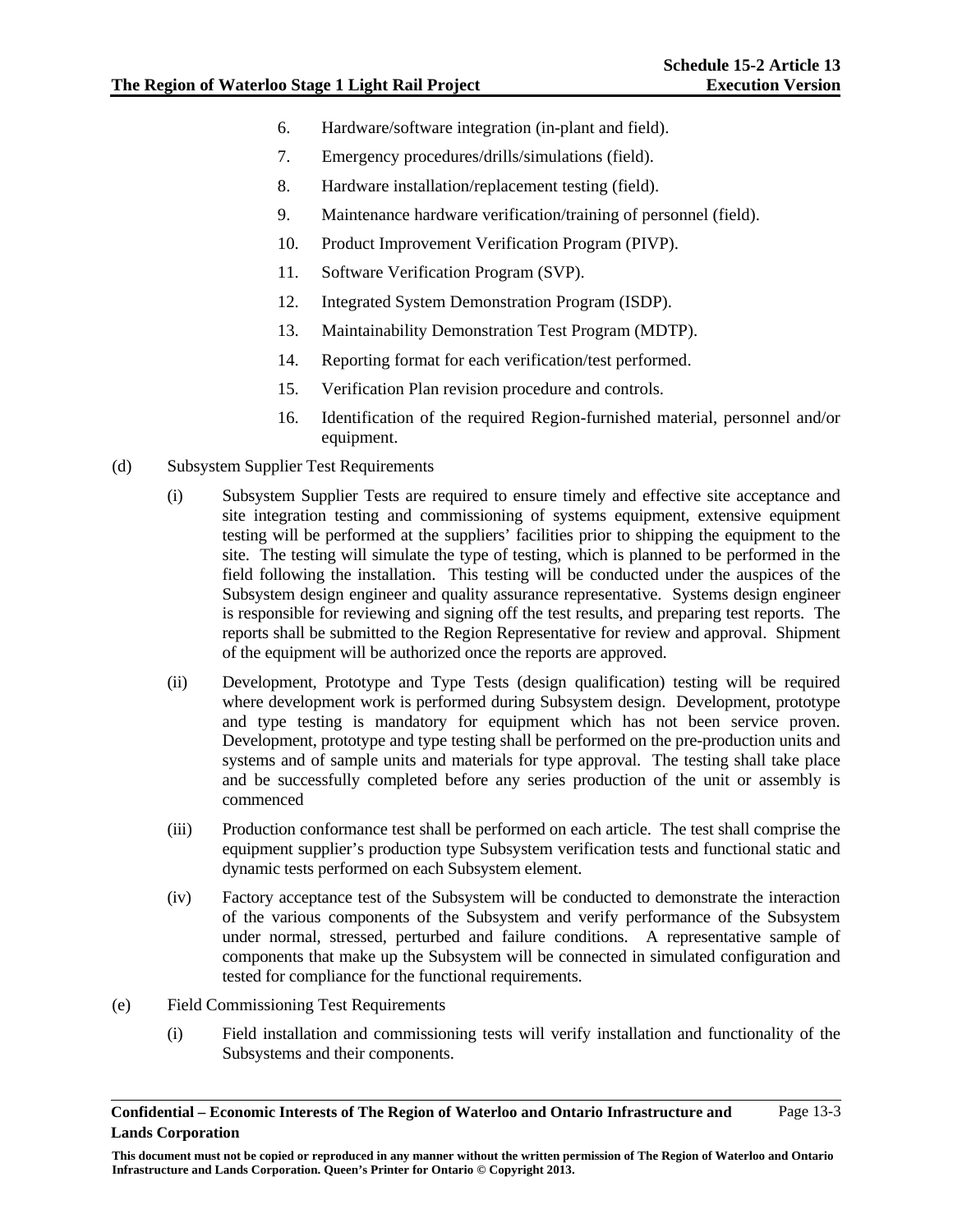6. Hardware/software integration (in-plant and field).

7. Emergency procedures/drills/simulations (field).

8. Hardware installation/replacement testing (field).

9. Maintenance hardware verification/training of personnel (field).

10. Product Improvement Verification Program (PIVP).

11. Software Verification Program (SVP).

12. Integrated System Demonstration Program (ISDP).

13. Maintainability Demonstration Test Program (MDTP).

14. Reporting format for each verification/test performed.

15. Verification Plan revision procedure and controls.

16. Identification of the required Region-furnished material, personnel and/or equipment.

(d) Subsystem Supplier Test Requirements

(i) Subsystem Supplier Tests are required to ensure timely and effective site acceptance and site integration testing and commissioning of systems equipment, extensive equipment testing will be performed at the suppliers' facilities prior to shipping the equipment to the site. The testing will simulate the type of testing, which is planned to be performed in the field following the installation. This testing will be conducted under the auspices of the Subsystem design engineer and quality assurance representative. Systems design engineer is responsible for reviewing and signing off the test results, and preparing test reports. The reports shall be submitted to the Region Representative for review and approval. Shipment of the equipment will be authorized once the reports are approved.

(ii) Development, Prototype and Type Tests (design qualification) testing will be required where development work is performed during Subsystem design. Development, prototype and type testing is mandatory for equipment which has not been service proven. Development, prototype and type testing shall be performed on the pre-production units and systems and of sample units and materials for type approval. The testing shall take place and be successfully completed before any series production of the unit or assembly is commenced

(iii) Production conformance test shall be performed on each article. The test shall comprise the equipment supplier's production type Subsystem verification tests and functional static and dynamic tests performed on each Subsystem element.

(iv) Factory acceptance test of the Subsystem will be conducted to demonstrate the interaction of the various components of the Subsystem and verify performance of the Subsystem under normal, stressed, perturbed and failure conditions. A representative sample of components that make up the Subsystem will be connected in simulated configuration and tested for compliance for the functional requirements.

(e) Field Commissioning Test Requirements

(i) Field installation and commissioning tests will verify installation and functionality of the Subsystems and their components.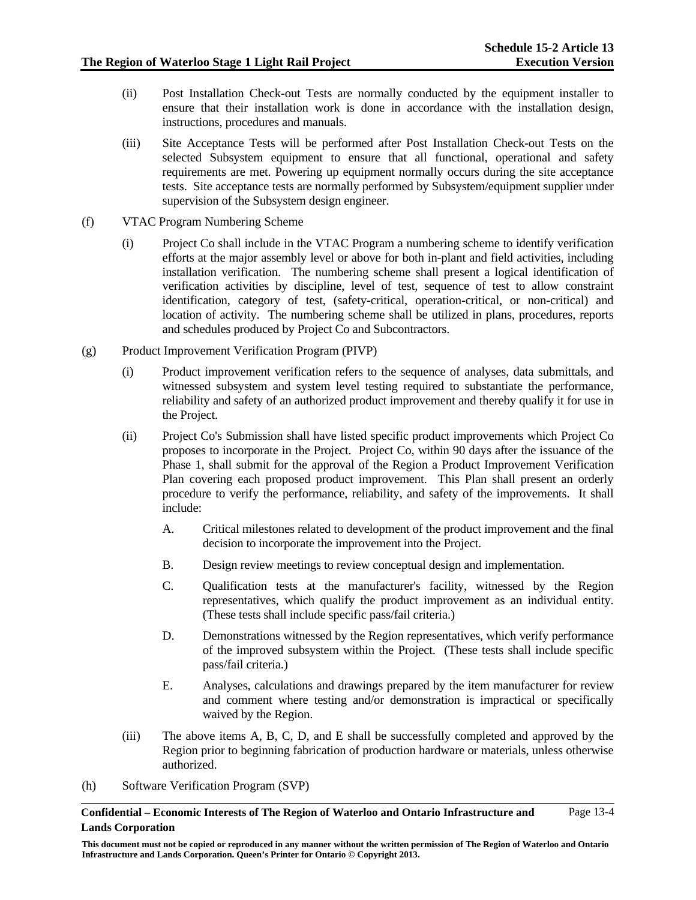(ii) Post Installation Check-out Tests are normally conducted by the equipment installer to ensure that their installation work is done in accordance with the installation design, instructions, procedures and manuals.

(iii) Site Acceptance Tests will be performed after Post Installation Check-out Tests on the selected Subsystem equipment to ensure that all functional, operational and safety requirements are met. Powering up equipment normally occurs during the site acceptance tests. Site acceptance tests are normally performed by Subsystem/equipment supplier under supervision of the Subsystem design engineer.

(f) VTAC Program Numbering Scheme

(i) Project Co shall include in the VTAC Program a numbering scheme to identify verification efforts at the major assembly level or above for both in-plant and field activities, including installation verification. The numbering scheme shall present a logical identification of verification activities by discipline, level of test, sequence of test to allow constraint identification, category of test, (safety-critical, operation-critical, or non-critical) and location of activity. The numbering scheme shall be utilized in plans, procedures, reports and schedules produced by Project Co and Subcontractors.

(g) Product Improvement Verification Program (PIVP)

(i) Product improvement verification refers to the sequence of analyses, data submittals, and witnessed subsystem and system level testing required to substantiate the performance, reliability and safety of an authorized product improvement and thereby qualify it for use in the Project.

(ii) Project Co's Submission shall have listed specific product improvements which Project Co proposes to incorporate in the Project. Project Co, within 90 days after the issuance of the Phase 1, shall submit for the approval of the Region a Product Improvement Verification Plan covering each proposed product improvement. This Plan shall present an orderly procedure to verify the performance, reliability, and safety of the improvements. It shall include:

A. Critical milestones related to development of the product improvement and the final decision to incorporate the improvement into the Project.

B. Design review meetings to review conceptual design and implementation.

C. Qualification tests at the manufacturer's facility, witnessed by the Region representatives, which qualify the product improvement as an individual entity. (These tests shall include specific pass/fail criteria.)

D. Demonstrations witnessed by the Region representatives, which verify performance of the improved subsystem within the Project. (These tests shall include specific pass/fail criteria.)

E. Analyses, calculations and drawings prepared by the item manufacturer for review and comment where testing and/or demonstration is impractical or specifically waived by the Region.

(iii) The above items A, B, C, D, and E shall be successfully completed and approved by the Region prior to beginning fabrication of production hardware or materials, unless otherwise authorized.

(h) Software Verification Program (SVP)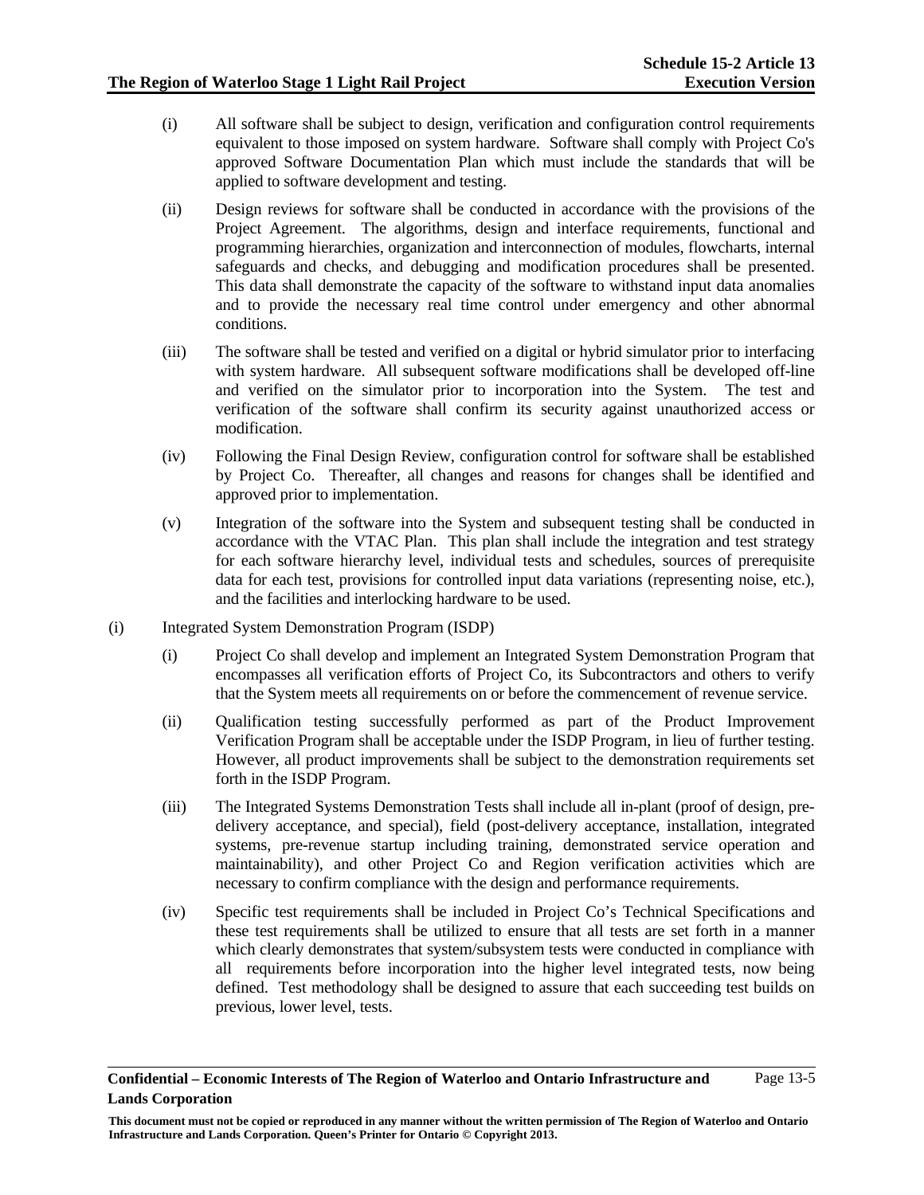(i) All software shall be subject to design, verification and configuration control requirements equivalent to those imposed on system hardware. Software shall comply with Project Co's approved Software Documentation Plan which must include the standards that will be applied to software development and testing.

(ii) Design reviews for software shall be conducted in accordance with the provisions of the Project Agreement. The algorithms, design and interface requirements, functional and programming hierarchies, organization and interconnection of modules, flowcharts, internal safeguards and checks, and debugging and modification procedures shall be presented. This data shall demonstrate the capacity of the software to withstand input data anomalies and to provide the necessary real time control under emergency and other abnormal conditions.

(iii) The software shall be tested and verified on a digital or hybrid simulator prior to interfacing with system hardware. All subsequent software modifications shall be developed off-line and verified on the simulator prior to incorporation into the System. The test and verification of the software shall confirm its security against unauthorized access or modification.

(iv) Following the Final Design Review, configuration control for software shall be established by Project Co. Thereafter, all changes and reasons for changes shall be identified and approved prior to implementation.

(v) Integration of the software into the System and subsequent testing shall be conducted in accordance with the VTAC Plan. This plan shall include the integration and test strategy for each software hierarchy level, individual tests and schedules, sources of prerequisite data for each test, provisions for controlled input data variations (representing noise, etc.), and the facilities and interlocking hardware to be used.

(i) Integrated System Demonstration Program (ISDP)

(i) Project Co shall develop and implement an Integrated System Demonstration Program that encompasses all verification efforts of Project Co, its Subcontractors and others to verify that the System meets all requirements on or before the commencement of revenue service.

(ii) Qualification testing successfully performed as part of the Product Improvement Verification Program shall be acceptable under the ISDP Program, in lieu of further testing. However, all product improvements shall be subject to the demonstration requirements set forth in the ISDP Program.

(iii) The Integrated Systems Demonstration Tests shall include all in-plant (proof of design, pre-delivery acceptance, and special), field (post-delivery acceptance, installation, integrated systems, pre-revenue startup including training, demonstrated service operation and maintainability), and other Project Co and Region verification activities which are necessary to confirm compliance with the design and performance requirements.

(iv) Specific test requirements shall be included in Project Co's Technical Specifications and these test requirements shall be utilized to ensure that all tests are set forth in a manner which clearly demonstrates that system/subsystem tests were conducted in compliance with all requirements before incorporation into the higher level integrated tests, now being defined. Test methodology shall be designed to assure that each succeeding test builds on previous, lower level, tests.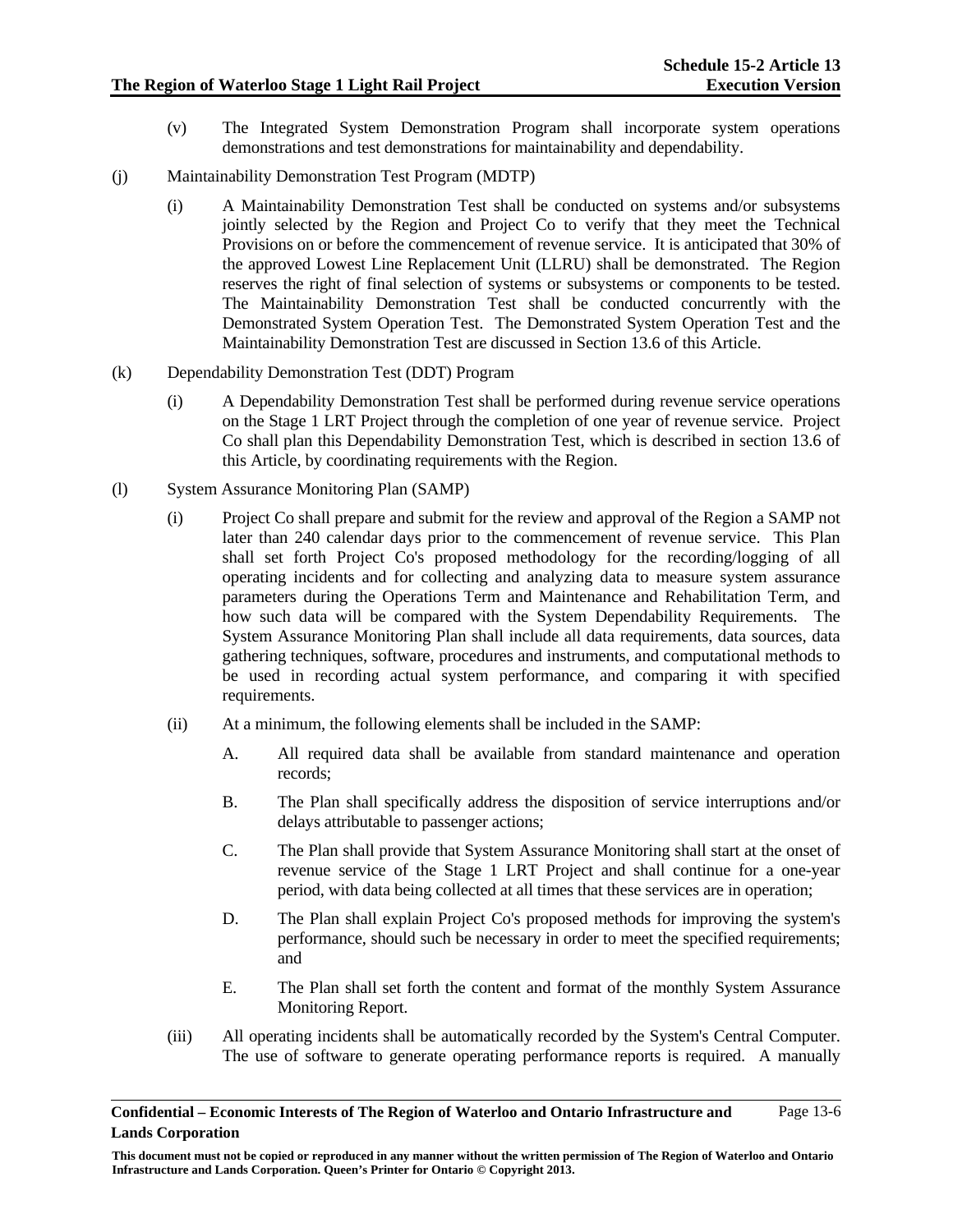(v) The Integrated System Demonstration Program shall incorporate system operations demonstrations and test demonstrations for maintainability and dependability.

(j) Maintainability Demonstration Test Program (MDTP)

(i) A Maintainability Demonstration Test shall be conducted on systems and/or subsystems jointly selected by the Region and Project Co to verify that they meet the Technical Provisions on or before the commencement of revenue service. It is anticipated that 30% of the approved Lowest Line Replacement Unit (LLRU) shall be demonstrated. The Region reserves the right of final selection of systems or subsystems or components to be tested. The Maintainability Demonstration Test shall be conducted concurrently with the Demonstrated System Operation Test. The Demonstrated System Operation Test and the Maintainability Demonstration Test are discussed in Section 13.6 of this Article.

(k) Dependability Demonstration Test (DDT) Program

(i) A Dependability Demonstration Test shall be performed during revenue service operations on the Stage 1 LRT Project through the completion of one year of revenue service. Project Co shall plan this Dependability Demonstration Test, which is described in section 13.6 of this Article, by coordinating requirements with the Region.

(l) System Assurance Monitoring Plan (SAMP)

(i) Project Co shall prepare and submit for the review and approval of the Region a SAMP not later than 240 calendar days prior to the commencement of revenue service. This Plan shall set forth Project Co's proposed methodology for the recording/logging of all operating incidents and for collecting and analyzing data to measure system assurance parameters during the Operations Term and Maintenance and Rehabilitation Term, and how such data will be compared with the System Dependability Requirements. The System Assurance Monitoring Plan shall include all data requirements, data sources, data gathering techniques, software, procedures and instruments, and computational methods to be used in recording actual system performance, and comparing it with specified requirements.

(ii) At a minimum, the following elements shall be included in the SAMP:

A. All required data shall be available from standard maintenance and operation records;

B. The Plan shall specifically address the disposition of service interruptions and/or delays attributable to passenger actions;

C. The Plan shall provide that System Assurance Monitoring shall start at the onset of revenue service of the Stage 1 LRT Project and shall continue for a one-year period, with data being collected at all times that these services are in operation;

D. The Plan shall explain Project Co's proposed methods for improving the system's performance, should such be necessary in order to meet the specified requirements; and

E. The Plan shall set forth the content and format of the monthly System Assurance Monitoring Report.

(iii) All operating incidents shall be automatically recorded by the System's Central Computer. The use of software to generate operating performance reports is required. A manually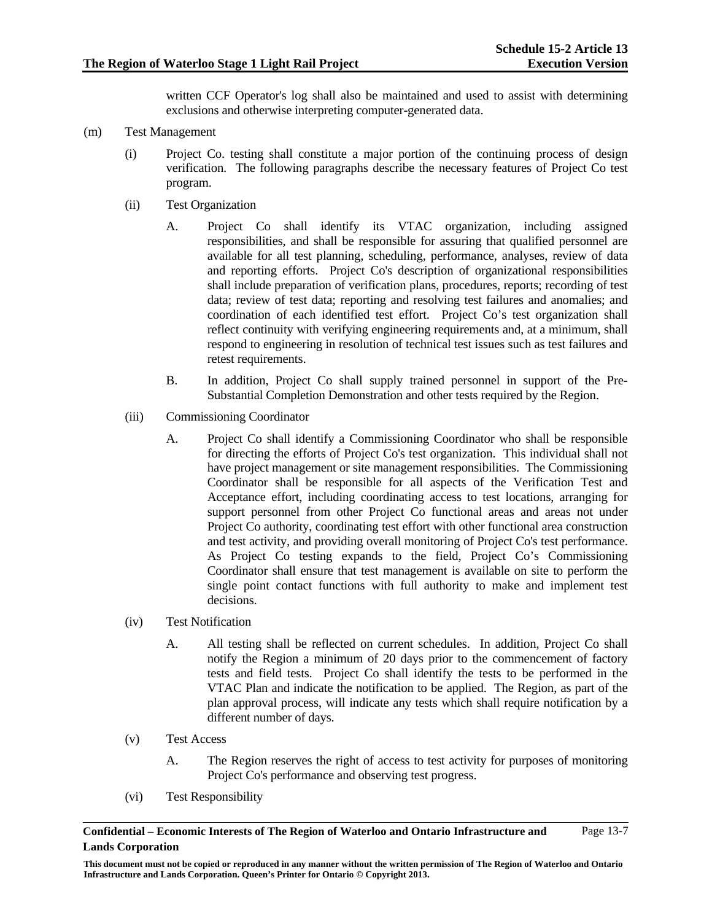written CCF Operator's log shall also be maintained and used to assist with determining exclusions and otherwise interpreting computer-generated data.

(m) Test Management

(i) Project Co. testing shall constitute a major portion of the continuing process of design verification. The following paragraphs describe the necessary features of Project Co test program.

(ii) Test Organization

A. Project Co shall identify its VTAC organization, including assigned responsibilities, and shall be responsible for assuring that qualified personnel are available for all test planning, scheduling, performance, analyses, review of data and reporting efforts. Project Co's description of organizational responsibilities shall include preparation of verification plans, procedures, reports; recording of test data; review of test data; reporting and resolving test failures and anomalies; and coordination of each identified test effort. Project Co's test organization shall reflect continuity with verifying engineering requirements and, at a minimum, shall respond to engineering in resolution of technical test issues such as test failures and retest requirements.

B. In addition, Project Co shall supply trained personnel in support of the Pre-Substantial Completion Demonstration and other tests required by the Region.

(iii) Commissioning Coordinator

A. Project Co shall identify a Commissioning Coordinator who shall be responsible for directing the efforts of Project Co's test organization. This individual shall not have project management or site management responsibilities. The Commissioning Coordinator shall be responsible for all aspects of the Verification Test and Acceptance effort, including coordinating access to test locations, arranging for support personnel from other Project Co functional areas and areas not under Project Co authority, coordinating test effort with other functional area construction and test activity, and providing overall monitoring of Project Co's test performance. As Project Co testing expands to the field, Project Co's Commissioning Coordinator shall ensure that test management is available on site to perform the single point contact functions with full authority to make and implement test decisions.

(iv) Test Notification

A. All testing shall be reflected on current schedules. In addition, Project Co shall notify the Region a minimum of 20 days prior to the commencement of factory tests and field tests. Project Co shall identify the tests to be performed in the VTAC Plan and indicate the notification to be applied. The Region, as part of the plan approval process, will indicate any tests which shall require notification by a different number of days.

(v) Test Access

A. The Region reserves the right of access to test activity for purposes of monitoring Project Co's performance and observing test progress.

(vi) Test Responsibility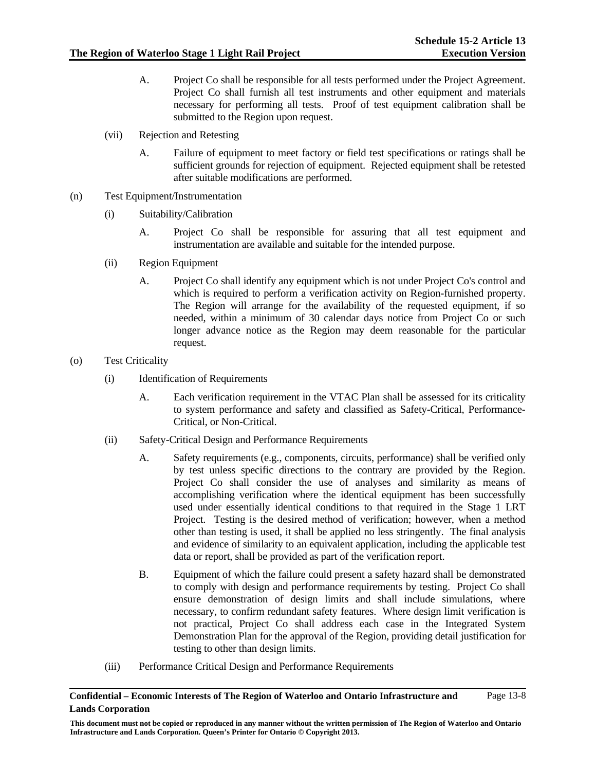A. Project Co shall be responsible for all tests performed under the Project Agreement. Project Co shall furnish all test instruments and other equipment and materials necessary for performing all tests. Proof of test equipment calibration shall be submitted to the Region upon request.

(vii) Rejection and Retesting

A. Failure of equipment to meet factory or field test specifications or ratings shall be sufficient grounds for rejection of equipment. Rejected equipment shall be retested after suitable modifications are performed.

(n) Test Equipment/Instrumentation

(i) Suitability/Calibration

A. Project Co shall be responsible for assuring that all test equipment and instrumentation are available and suitable for the intended purpose.

(ii) Region Equipment

A. Project Co shall identify any equipment which is not under Project Co's control and which is required to perform a verification activity on Region-furnished property. The Region will arrange for the availability of the requested equipment, if so needed, within a minimum of 30 calendar days notice from Project Co or such longer advance notice as the Region may deem reasonable for the particular request.

(o) Test Criticality

(i) Identification of Requirements

A. Each verification requirement in the VTAC Plan shall be assessed for its criticality to system performance and safety and classified as Safety-Critical, Performance-Critical, or Non-Critical.

(ii) Safety-Critical Design and Performance Requirements

A. Safety requirements (e.g., components, circuits, performance) shall be verified only by test unless specific directions to the contrary are provided by the Region. Project Co shall consider the use of analyses and similarity as means of accomplishing verification where the identical equipment has been successfully used under essentially identical conditions to that required in the Stage 1 LRT Project. Testing is the desired method of verification; however, when a method other than testing is used, it shall be applied no less stringently. The final analysis and evidence of similarity to an equivalent application, including the applicable test data or report, shall be provided as part of the verification report.

B. Equipment of which the failure could present a safety hazard shall be demonstrated to comply with design and performance requirements by testing. Project Co shall ensure demonstration of design limits and shall include simulations, where necessary, to confirm redundant safety features. Where design limit verification is not practical, Project Co shall address each case in the Integrated System Demonstration Plan for the approval of the Region, providing detail justification for testing to other than design limits.

(iii) Performance Critical Design and Performance Requirements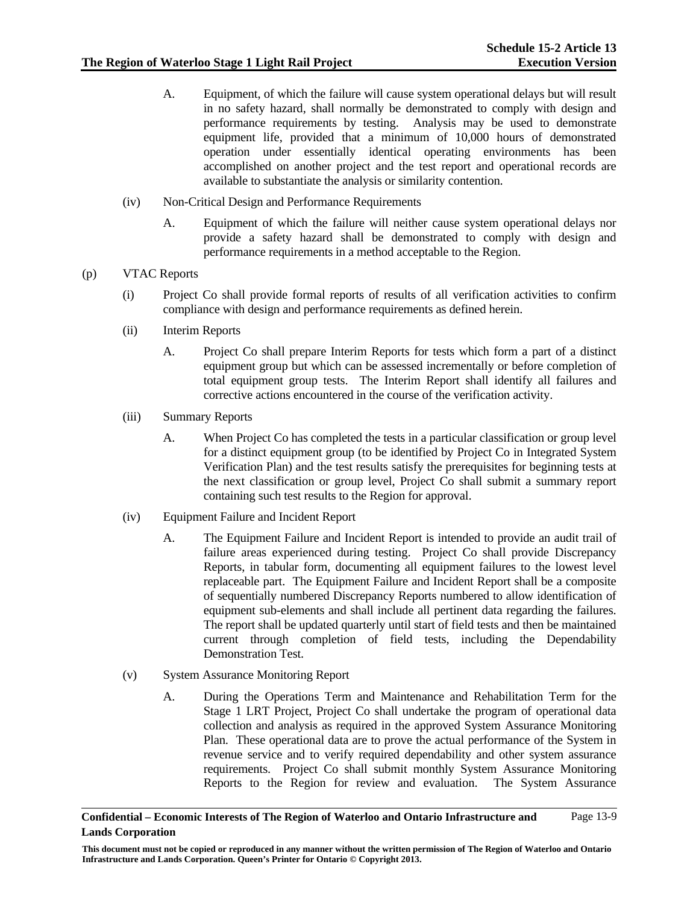A. Equipment, of which the failure will cause system operational delays but will result in no safety hazard, shall normally be demonstrated to comply with design and performance requirements by testing. Analysis may be used to demonstrate equipment life, provided that a minimum of 10,000 hours of demonstrated operation under essentially identical operating environments has been accomplished on another project and the test report and operational records are available to substantiate the analysis or similarity contention.

(iv) Non-Critical Design and Performance Requirements

A. Equipment of which the failure will neither cause system operational delays nor provide a safety hazard shall be demonstrated to comply with design and performance requirements in a method acceptable to the Region.

(p) VTAC Reports

(i) Project Co shall provide formal reports of results of all verification activities to confirm compliance with design and performance requirements as defined herein.

(ii) Interim Reports

A. Project Co shall prepare Interim Reports for tests which form a part of a distinct equipment group but which can be assessed incrementally or before completion of total equipment group tests. The Interim Report shall identify all failures and corrective actions encountered in the course of the verification activity.

(iii) Summary Reports

A. When Project Co has completed the tests in a particular classification or group level for a distinct equipment group (to be identified by Project Co in Integrated System Verification Plan) and the test results satisfy the prerequisites for beginning tests at the next classification or group level, Project Co shall submit a summary report containing such test results to the Region for approval.

(iv) Equipment Failure and Incident Report

A. The Equipment Failure and Incident Report is intended to provide an audit trail of failure areas experienced during testing. Project Co shall provide Discrepancy Reports, in tabular form, documenting all equipment failures to the lowest level replaceable part. The Equipment Failure and Incident Report shall be a composite of sequentially numbered Discrepancy Reports numbered to allow identification of equipment sub-elements and shall include all pertinent data regarding the failures. The report shall be updated quarterly until start of field tests and then be maintained current through completion of field tests, including the Dependability Demonstration Test.

(v) System Assurance Monitoring Report

A. During the Operations Term and Maintenance and Rehabilitation Term for the Stage 1 LRT Project, Project Co shall undertake the program of operational data collection and analysis as required in the approved System Assurance Monitoring Plan. These operational data are to prove the actual performance of the System in revenue service and to verify required dependability and other system assurance requirements. Project Co shall submit monthly System Assurance Monitoring Reports to the Region for review and evaluation. The System Assurance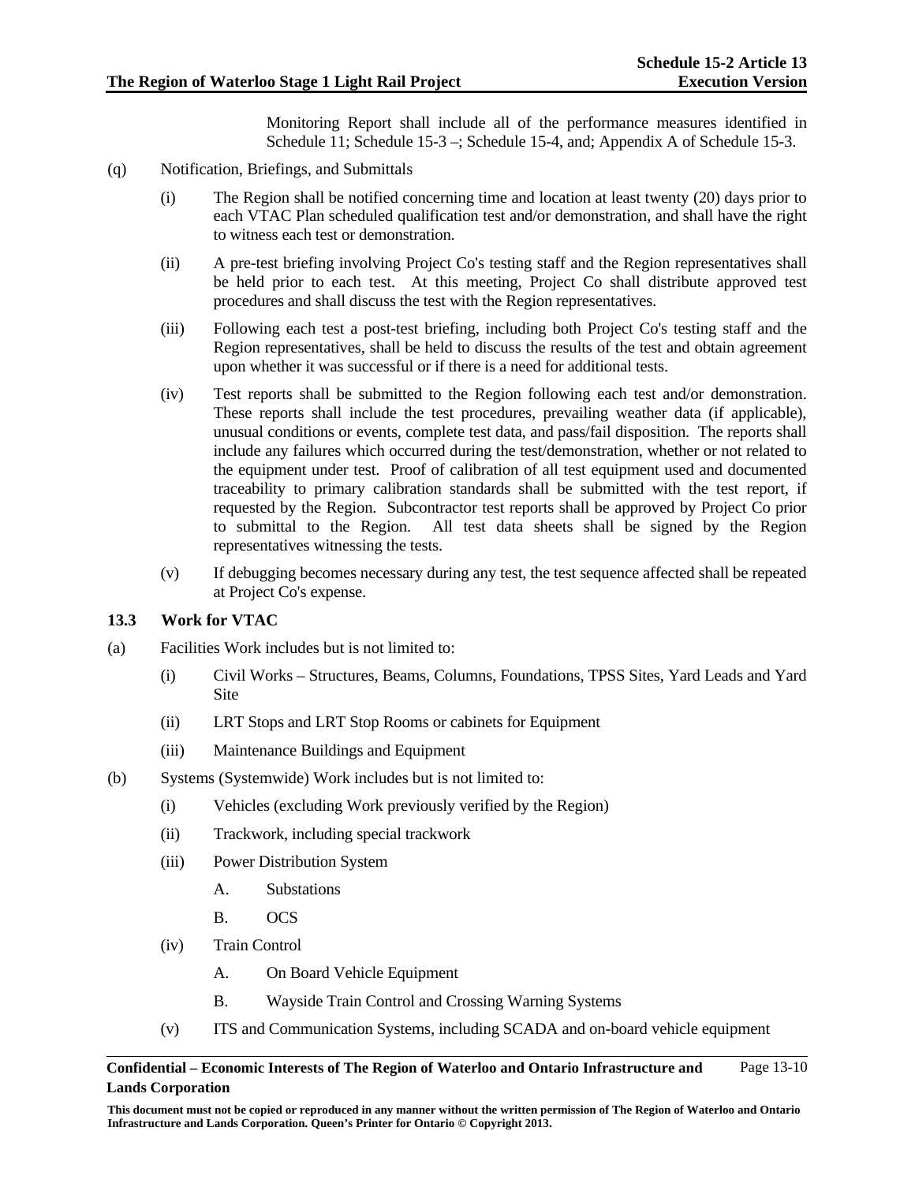Monitoring Report shall include all of the performance measures identified in Schedule 11; Schedule 15-3 –; Schedule 15-4, and; Appendix A of Schedule 15-3.

(q) Notification, Briefings, and Submittals

(i) The Region shall be notified concerning time and location at least twenty (20) days prior to each VTAC Plan scheduled qualification test and/or demonstration, and shall have the right to witness each test or demonstration.

(ii) A pre-test briefing involving Project Co's testing staff and the Region representatives shall be held prior to each test. At this meeting, Project Co shall distribute approved test procedures and shall discuss the test with the Region representatives.

(iii) Following each test a post-test briefing, including both Project Co's testing staff and the Region representatives, shall be held to discuss the results of the test and obtain agreement upon whether it was successful or if there is a need for additional tests.

(iv) Test reports shall be submitted to the Region following each test and/or demonstration. These reports shall include the test procedures, prevailing weather data (if applicable), unusual conditions or events, complete test data, and pass/fail disposition. The reports shall include any failures which occurred during the test/demonstration, whether or not related to the equipment under test. Proof of calibration of all test equipment used and documented traceability to primary calibration standards shall be submitted with the test report, if requested by the Region. Subcontractor test reports shall be approved by Project Co prior to submittal to the Region. All test data sheets shall be signed by the Region representatives witnessing the tests.

(v) If debugging becomes necessary during any test, the test sequence affected shall be repeated at Project Co's expense.

### 13.3 Work for VTAC

(a) Facilities Work includes but is not limited to:

(i) Civil Works – Structures, Beams, Columns, Foundations, TPSS Sites, Yard Leads and Yard Site

(ii) LRT Stops and LRT Stop Rooms or cabinets for Equipment

(iii) Maintenance Buildings and Equipment

(b) Systems (Systemwide) Work includes but is not limited to:

(i) Vehicles (excluding Work previously verified by the Region)

(ii) Trackwork, including special trackwork

(iii) Power Distribution System

A. Substations

B. OCS

(iv) Train Control

A. On Board Vehicle Equipment

B. Wayside Train Control and Crossing Warning Systems

(v) ITS and Communication Systems, including SCADA and on-board vehicle equipment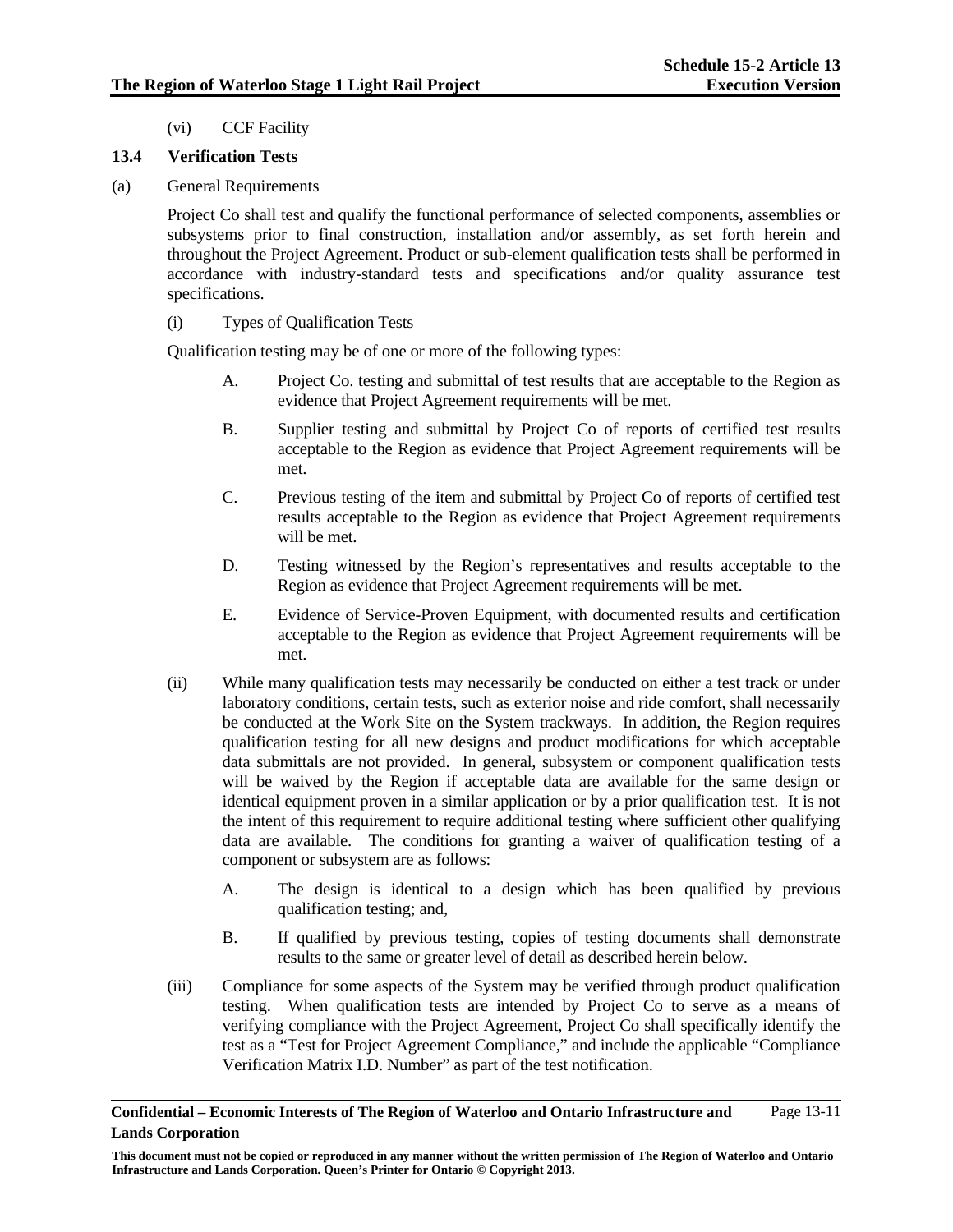(vi) CCF Facility

### 13.4 Verification Tests

(a) General Requirements

Project Co shall test and qualify the functional performance of selected components, assemblies or subsystems prior to final construction, installation and/or assembly, as set forth herein and throughout the Project Agreement. Product or sub-element qualification tests shall be performed in accordance with industry-standard tests and specifications and/or quality assurance test specifications.

(i) Types of Qualification Tests

Qualification testing may be of one or more of the following types:

A. Project Co. testing and submittal of test results that are acceptable to the Region as evidence that Project Agreement requirements will be met.

B. Supplier testing and submittal by Project Co of reports of certified test results acceptable to the Region as evidence that Project Agreement requirements will be met.

C. Previous testing of the item and submittal by Project Co of reports of certified test results acceptable to the Region as evidence that Project Agreement requirements will be met.

D. Testing witnessed by the Region's representatives and results acceptable to the Region as evidence that Project Agreement requirements will be met.

E. Evidence of Service-Proven Equipment, with documented results and certification acceptable to the Region as evidence that Project Agreement requirements will be met.

(ii) While many qualification tests may necessarily be conducted on either a test track or under laboratory conditions, certain tests, such as exterior noise and ride comfort, shall necessarily be conducted at the Work Site on the System trackways. In addition, the Region requires qualification testing for all new designs and product modifications for which acceptable data submittals are not provided. In general, subsystem or component qualification tests will be waived by the Region if acceptable data are available for the same design or identical equipment proven in a similar application or by a prior qualification test. It is not the intent of this requirement to require additional testing where sufficient other qualifying data are available. The conditions for granting a waiver of qualification testing of a component or subsystem are as follows:

A. The design is identical to a design which has been qualified by previous qualification testing; and,

B. If qualified by previous testing, copies of testing documents shall demonstrate results to the same or greater level of detail as described herein below.

(iii) Compliance for some aspects of the System may be verified through product qualification testing. When qualification tests are intended by Project Co to serve as a means of verifying compliance with the Project Agreement, Project Co shall specifically identify the test as a "Test for Project Agreement Compliance," and include the applicable "Compliance Verification Matrix I.D. Number" as part of the test notification.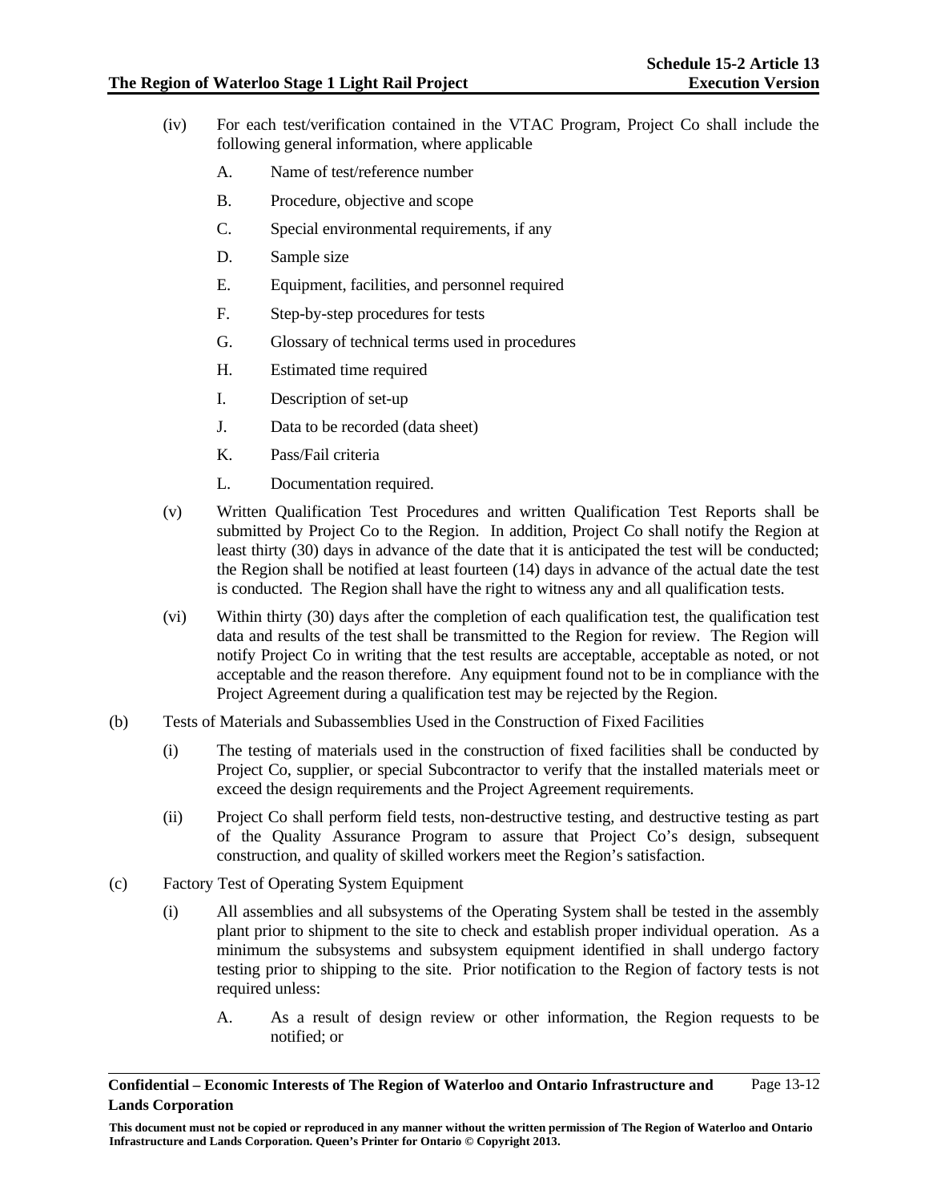(iv) For each test/verification contained in the VTAC Program, Project Co shall include the following general information, where applicable

A. Name of test/reference number

B. Procedure, objective and scope

C. Special environmental requirements, if any

D. Sample size

E. Equipment, facilities, and personnel required

F. Step-by-step procedures for tests

G. Glossary of technical terms used in procedures

H. Estimated time required

I. Description of set-up

J. Data to be recorded (data sheet)

K. Pass/Fail criteria

L. Documentation required.

(v) Written Qualification Test Procedures and written Qualification Test Reports shall be submitted by Project Co to the Region. In addition, Project Co shall notify the Region at least thirty (30) days in advance of the date that it is anticipated the test will be conducted; the Region shall be notified at least fourteen (14) days in advance of the actual date the test is conducted. The Region shall have the right to witness any and all qualification tests.

(vi) Within thirty (30) days after the completion of each qualification test, the qualification test data and results of the test shall be transmitted to the Region for review. The Region will notify Project Co in writing that the test results are acceptable, acceptable as noted, or not acceptable and the reason therefore. Any equipment found not to be in compliance with the Project Agreement during a qualification test may be rejected by the Region.

(b) Tests of Materials and Subassemblies Used in the Construction of Fixed Facilities

(i) The testing of materials used in the construction of fixed facilities shall be conducted by Project Co, supplier, or special Subcontractor to verify that the installed materials meet or exceed the design requirements and the Project Agreement requirements.

(ii) Project Co shall perform field tests, non-destructive testing, and destructive testing as part of the Quality Assurance Program to assure that Project Co's design, subsequent construction, and quality of skilled workers meet the Region's satisfaction.

(c) Factory Test of Operating System Equipment

(i) All assemblies and all subsystems of the Operating System shall be tested in the assembly plant prior to shipment to the site to check and establish proper individual operation. As a minimum the subsystems and subsystem equipment identified in shall undergo factory testing prior to shipping to the site. Prior notification to the Region of factory tests is not required unless:

A. As a result of design review or other information, the Region requests to be notified; or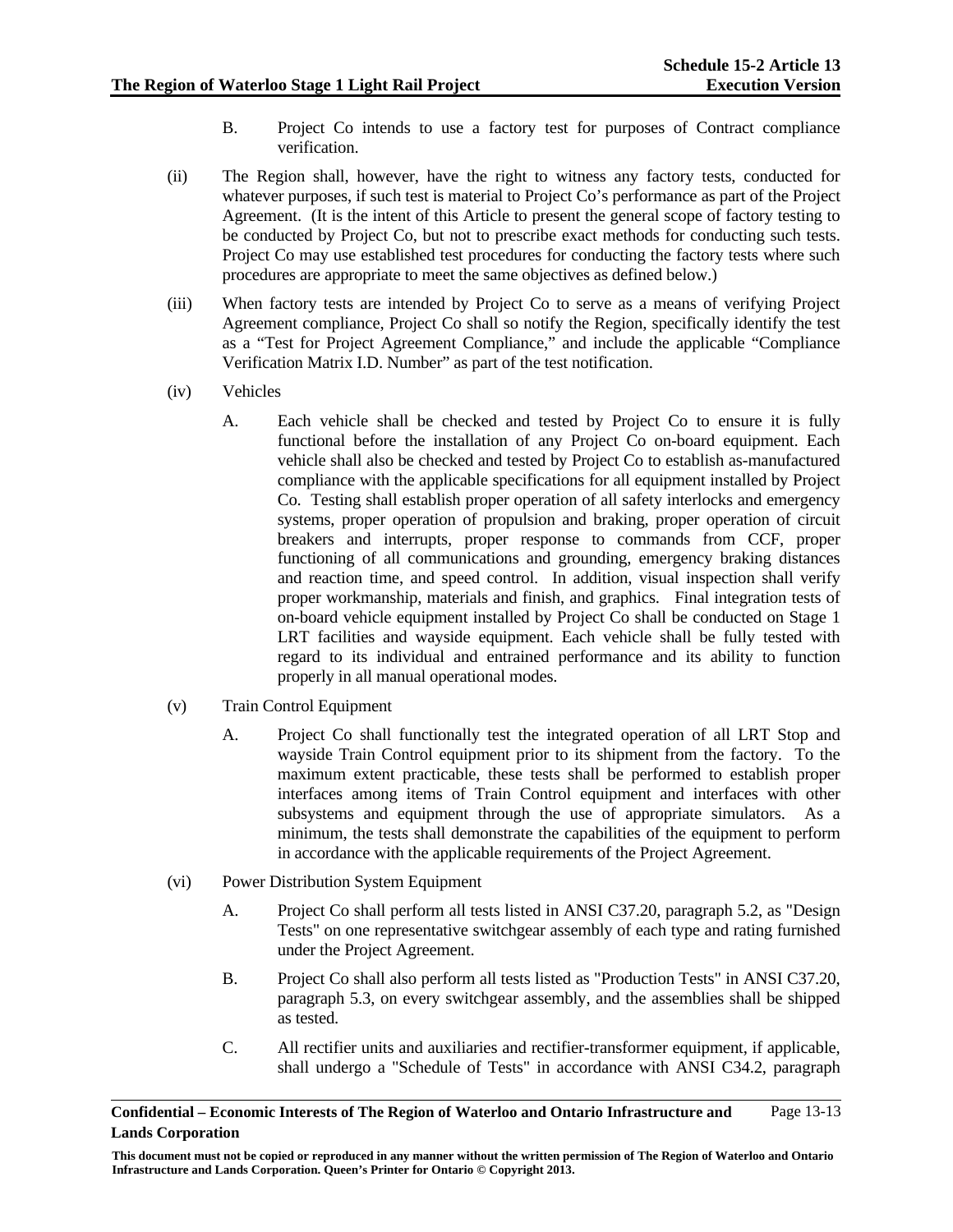B. Project Co intends to use a factory test for purposes of Contract compliance verification.

(ii) The Region shall, however, have the right to witness any factory tests, conducted for whatever purposes, if such test is material to Project Co's performance as part of the Project Agreement. (It is the intent of this Article to present the general scope of factory testing to be conducted by Project Co, but not to prescribe exact methods for conducting such tests. Project Co may use established test procedures for conducting the factory tests where such procedures are appropriate to meet the same objectives as defined below.)

(iii) When factory tests are intended by Project Co to serve as a means of verifying Project Agreement compliance, Project Co shall so notify the Region, specifically identify the test as a "Test for Project Agreement Compliance," and include the applicable "Compliance Verification Matrix I.D. Number" as part of the test notification.

(iv) Vehicles

A. Each vehicle shall be checked and tested by Project Co to ensure it is fully functional before the installation of any Project Co on-board equipment. Each vehicle shall also be checked and tested by Project Co to establish as-manufactured compliance with the applicable specifications for all equipment installed by Project Co. Testing shall establish proper operation of all safety interlocks and emergency systems, proper operation of propulsion and braking, proper operation of circuit breakers and interrupts, proper response to commands from CCF, proper functioning of all communications and grounding, emergency braking distances and reaction time, and speed control. In addition, visual inspection shall verify proper workmanship, materials and finish, and graphics. Final integration tests of on-board vehicle equipment installed by Project Co shall be conducted on Stage 1 LRT facilities and wayside equipment. Each vehicle shall be fully tested with regard to its individual and entrained performance and its ability to function properly in all manual operational modes.

(v) Train Control Equipment

A. Project Co shall functionally test the integrated operation of all LRT Stop and wayside Train Control equipment prior to its shipment from the factory. To the maximum extent practicable, these tests shall be performed to establish proper interfaces among items of Train Control equipment and interfaces with other subsystems and equipment through the use of appropriate simulators. As a minimum, the tests shall demonstrate the capabilities of the equipment to perform in accordance with the applicable requirements of the Project Agreement.

(vi) Power Distribution System Equipment

A. Project Co shall perform all tests listed in ANSI C37.20, paragraph 5.2, as "Design Tests" on one representative switchgear assembly of each type and rating furnished under the Project Agreement.

B. Project Co shall also perform all tests listed as "Production Tests" in ANSI C37.20, paragraph 5.3, on every switchgear assembly, and the assemblies shall be shipped as tested.

C. All rectifier units and auxiliaries and rectifier-transformer equipment, if applicable, shall undergo a "Schedule of Tests" in accordance with ANSI C34.2, paragraph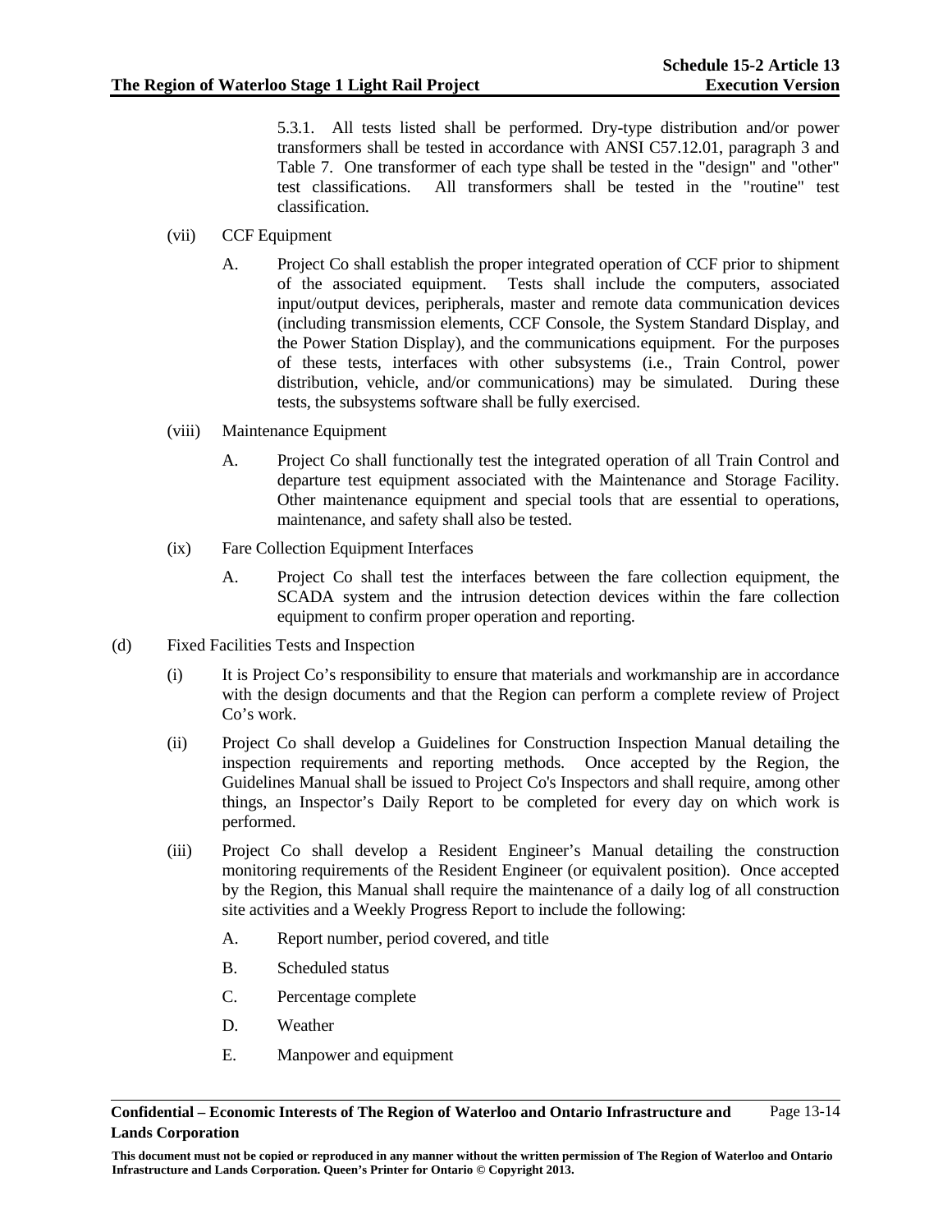5.3.1. All tests listed shall be performed. Dry-type distribution and/or power transformers shall be tested in accordance with ANSI C57.12.01, paragraph 3 and Table 7. One transformer of each type shall be tested in the "design" and "other" test classifications. All transformers shall be tested in the "routine" test classification.

(vii) CCF Equipment

A. Project Co shall establish the proper integrated operation of CCF prior to shipment of the associated equipment. Tests shall include the computers, associated input/output devices, peripherals, master and remote data communication devices (including transmission elements, CCF Console, the System Standard Display, and the Power Station Display), and the communications equipment. For the purposes of these tests, interfaces with other subsystems (i.e., Train Control, power distribution, vehicle, and/or communications) may be simulated. During these tests, the subsystems software shall be fully exercised.

(viii) Maintenance Equipment

A. Project Co shall functionally test the integrated operation of all Train Control and departure test equipment associated with the Maintenance and Storage Facility. Other maintenance equipment and special tools that are essential to operations, maintenance, and safety shall also be tested.

(ix) Fare Collection Equipment Interfaces

A. Project Co shall test the interfaces between the fare collection equipment, the SCADA system and the intrusion detection devices within the fare collection equipment to confirm proper operation and reporting.

(d) Fixed Facilities Tests and Inspection

(i) It is Project Co's responsibility to ensure that materials and workmanship are in accordance with the design documents and that the Region can perform a complete review of Project Co's work.

(ii) Project Co shall develop a Guidelines for Construction Inspection Manual detailing the inspection requirements and reporting methods. Once accepted by the Region, the Guidelines Manual shall be issued to Project Co's Inspectors and shall require, among other things, an Inspector's Daily Report to be completed for every day on which work is performed.

(iii) Project Co shall develop a Resident Engineer's Manual detailing the construction monitoring requirements of the Resident Engineer (or equivalent position). Once accepted by the Region, this Manual shall require the maintenance of a daily log of all construction site activities and a Weekly Progress Report to include the following:

A. Report number, period covered, and title

B. Scheduled status

C. Percentage complete

D. Weather

E. Manpower and equipment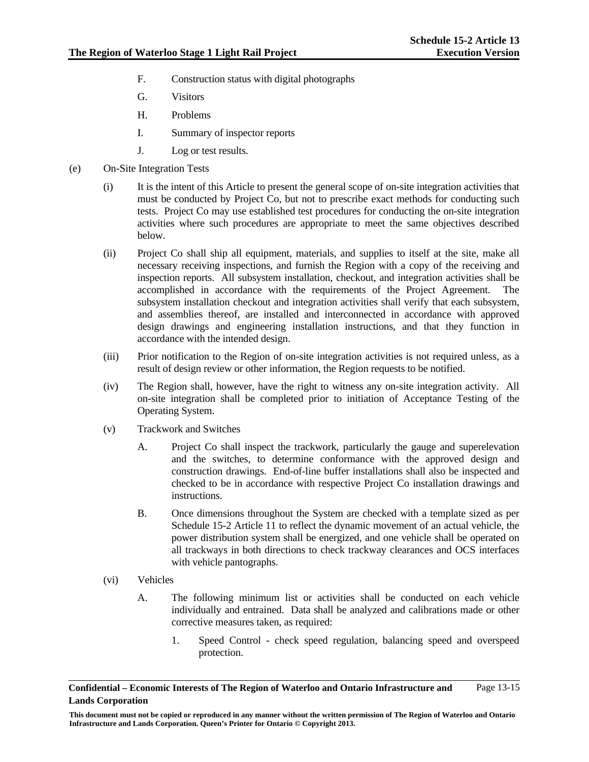F. Construction status with digital photographs

G. Visitors

H. Problems

I. Summary of inspector reports

J. Log or test results.

(e) On-Site Integration Tests

(i) It is the intent of this Article to present the general scope of on-site integration activities that must be conducted by Project Co, but not to prescribe exact methods for conducting such tests. Project Co may use established test procedures for conducting the on-site integration activities where such procedures are appropriate to meet the same objectives described below.

(ii) Project Co shall ship all equipment, materials, and supplies to itself at the site, make all necessary receiving inspections, and furnish the Region with a copy of the receiving and inspection reports. All subsystem installation, checkout, and integration activities shall be accomplished in accordance with the requirements of the Project Agreement. The subsystem installation checkout and integration activities shall verify that each subsystem, and assemblies thereof, are installed and interconnected in accordance with approved design drawings and engineering installation instructions, and that they function in accordance with the intended design.

(iii) Prior notification to the Region of on-site integration activities is not required unless, as a result of design review or other information, the Region requests to be notified.

(iv) The Region shall, however, have the right to witness any on-site integration activity. All on-site integration shall be completed prior to initiation of Acceptance Testing of the Operating System.

(v) Trackwork and Switches

A. Project Co shall inspect the trackwork, particularly the gauge and superelevation and the switches, to determine conformance with the approved design and construction drawings. End-of-line buffer installations shall also be inspected and checked to be in accordance with respective Project Co installation drawings and instructions.

B. Once dimensions throughout the System are checked with a template sized as per Schedule 15-2 Article 11 to reflect the dynamic movement of an actual vehicle, the power distribution system shall be energized, and one vehicle shall be operated on all trackways in both directions to check trackway clearances and OCS interfaces with vehicle pantographs.

(vi) Vehicles

A. The following minimum list or activities shall be conducted on each vehicle individually and entrained. Data shall be analyzed and calibrations made or other corrective measures taken, as required:

1. Speed Control - check speed regulation, balancing speed and overspeed protection.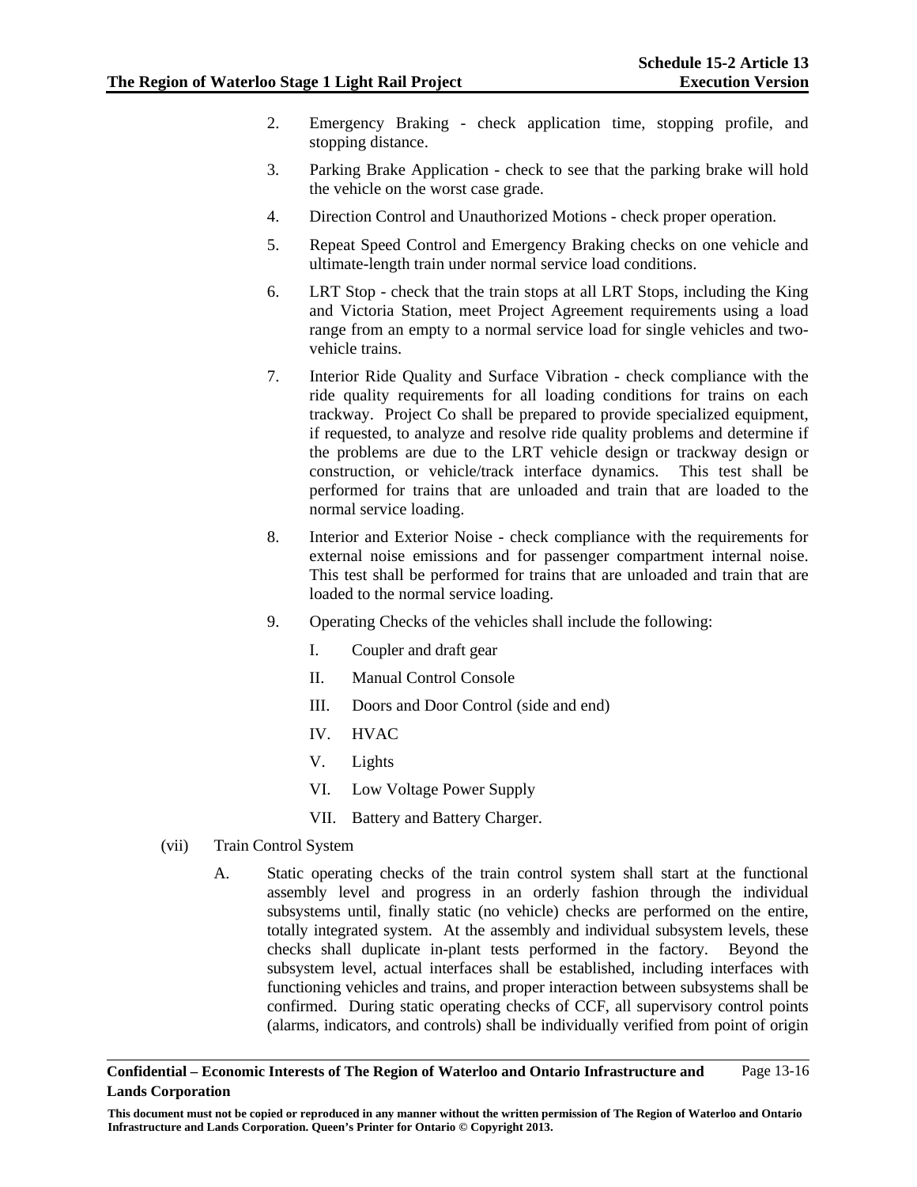2. Emergency Braking - check application time, stopping profile, and stopping distance.

3. Parking Brake Application - check to see that the parking brake will hold the vehicle on the worst case grade.

4. Direction Control and Unauthorized Motions - check proper operation.

5. Repeat Speed Control and Emergency Braking checks on one vehicle and ultimate-length train under normal service load conditions.

6. LRT Stop - check that the train stops at all LRT Stops, including the King and Victoria Station, meet Project Agreement requirements using a load range from an empty to a normal service load for single vehicles and two-vehicle trains.

7. Interior Ride Quality and Surface Vibration - check compliance with the ride quality requirements for all loading conditions for trains on each trackway. Project Co shall be prepared to provide specialized equipment, if requested, to analyze and resolve ride quality problems and determine if the problems are due to the LRT vehicle design or trackway design or construction, or vehicle/track interface dynamics. This test shall be performed for trains that are unloaded and train that are loaded to the normal service loading.

8. Interior and Exterior Noise - check compliance with the requirements for external noise emissions and for passenger compartment internal noise. This test shall be performed for trains that are unloaded and train that are loaded to the normal service loading.

9. Operating Checks of the vehicles shall include the following:

   I. Coupler and draft gear

   II. Manual Control Console

   III. Doors and Door Control (side and end)

   IV. HVAC

   V. Lights

   VI. Low Voltage Power Supply

   VII. Battery and Battery Charger.

(vii) Train Control System

A. Static operating checks of the train control system shall start at the functional assembly level and progress in an orderly fashion through the individual subsystems until, finally static (no vehicle) checks are performed on the entire, totally integrated system. At the assembly and individual subsystem levels, these checks shall duplicate in-plant tests performed in the factory. Beyond the subsystem level, actual interfaces shall be established, including interfaces with functioning vehicles and trains, and proper interaction between subsystems shall be confirmed. During static operating checks of CCF, all supervisory control points (alarms, indicators, and controls) shall be individually verified from point of origin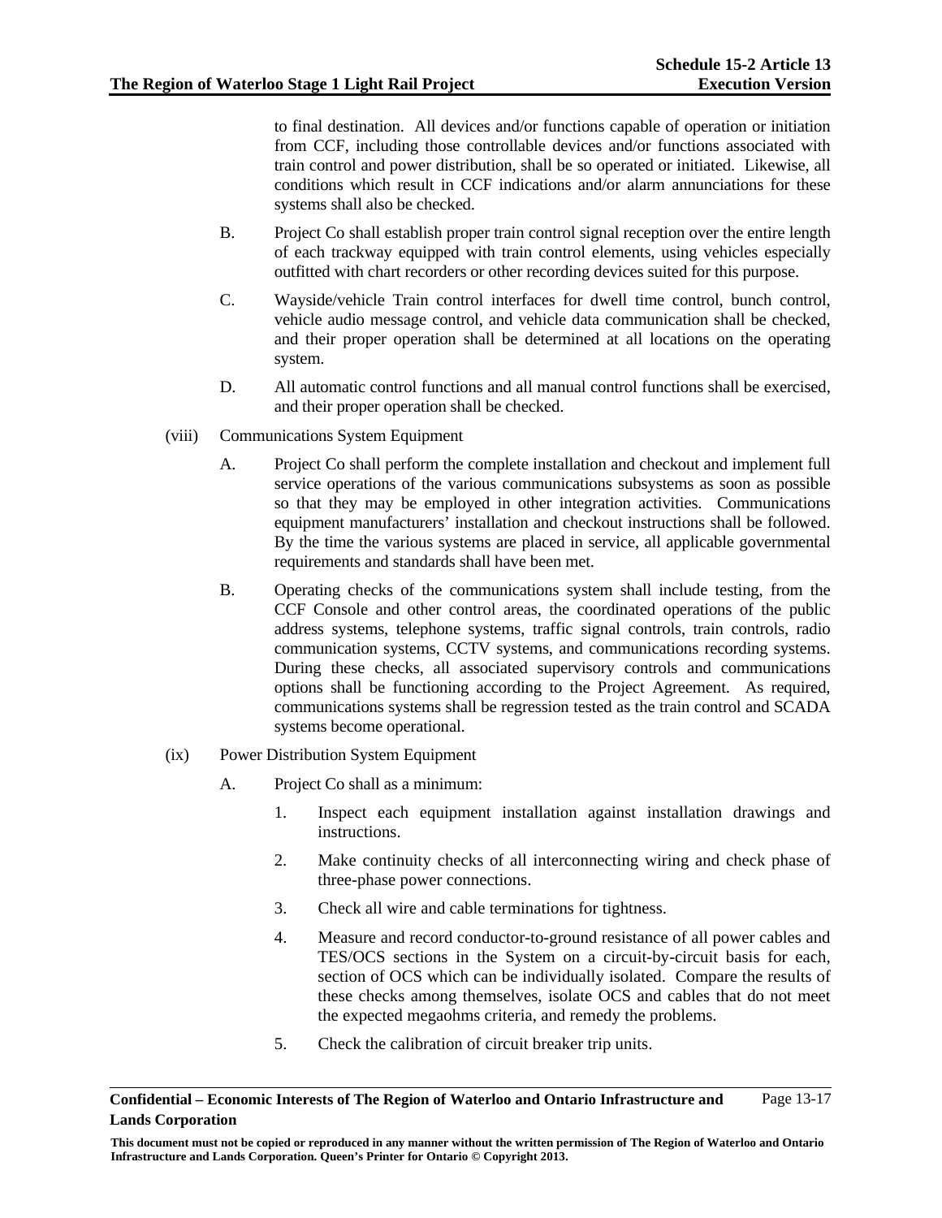to final destination. All devices and/or functions capable of operation or initiation from CCF, including those controllable devices and/or functions associated with train control and power distribution, shall be so operated or initiated. Likewise, all conditions which result in CCF indications and/or alarm annunciations for these systems shall also be checked.

B. Project Co shall establish proper train control signal reception over the entire length of each trackway equipped with train control elements, using vehicles especially outfitted with chart recorders or other recording devices suited for this purpose.

C. Wayside/vehicle Train control interfaces for dwell time control, bunch control, vehicle audio message control, and vehicle data communication shall be checked, and their proper operation shall be determined at all locations on the operating system.

D. All automatic control functions and all manual control functions shall be exercised, and their proper operation shall be checked.

(viii) Communications System Equipment

A. Project Co shall perform the complete installation and checkout and implement full service operations of the various communications subsystems as soon as possible so that they may be employed in other integration activities. Communications equipment manufacturers' installation and checkout instructions shall be followed. By the time the various systems are placed in service, all applicable governmental requirements and standards shall have been met.

B. Operating checks of the communications system shall include testing, from the CCF Console and other control areas, the coordinated operations of the public address systems, telephone systems, traffic signal controls, train controls, radio communication systems, CCTV systems, and communications recording systems. During these checks, all associated supervisory controls and communications options shall be functioning according to the Project Agreement. As required, communications systems shall be regression tested as the train control and SCADA systems become operational.

(ix) Power Distribution System Equipment

A. Project Co shall as a minimum:

1. Inspect each equipment installation against installation drawings and instructions.

2. Make continuity checks of all interconnecting wiring and check phase of three-phase power connections.

3. Check all wire and cable terminations for tightness.

4. Measure and record conductor-to-ground resistance of all power cables and TES/OCS sections in the System on a circuit-by-circuit basis for each, section of OCS which can be individually isolated. Compare the results of these checks among themselves, isolate OCS and cables that do not meet the expected megaohms criteria, and remedy the problems.

5. Check the calibration of circuit breaker trip units.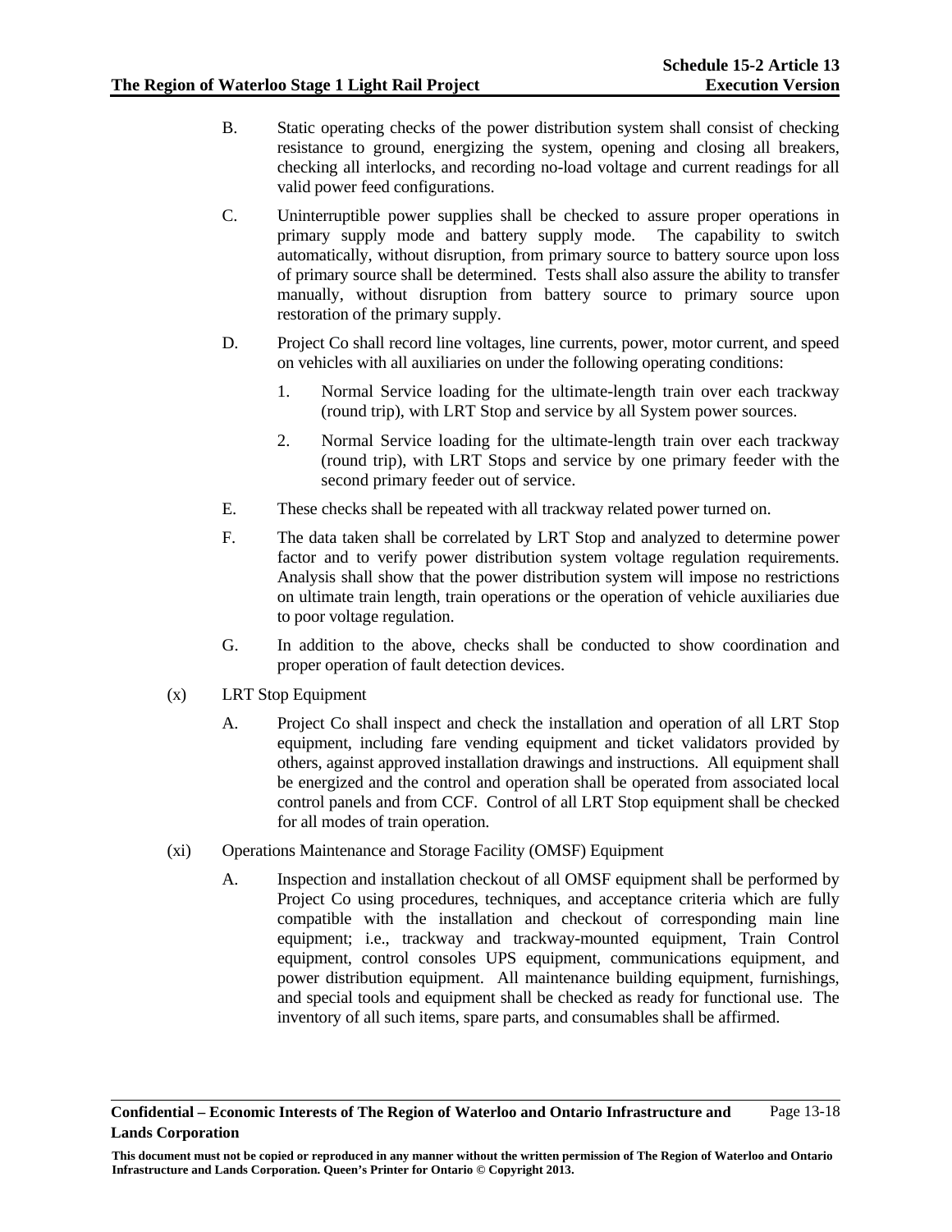B. Static operating checks of the power distribution system shall consist of checking resistance to ground, energizing the system, opening and closing all breakers, checking all interlocks, and recording no-load voltage and current readings for all valid power feed configurations.

C. Uninterruptible power supplies shall be checked to assure proper operations in primary supply mode and battery supply mode. The capability to switch automatically, without disruption, from primary source to battery source upon loss of primary source shall be determined. Tests shall also assure the ability to transfer manually, without disruption from battery source to primary source upon restoration of the primary supply.

D. Project Co shall record line voltages, line currents, power, motor current, and speed on vehicles with all auxiliaries on under the following operating conditions:

1. Normal Service loading for the ultimate-length train over each trackway (round trip), with LRT Stop and service by all System power sources.

2. Normal Service loading for the ultimate-length train over each trackway (round trip), with LRT Stops and service by one primary feeder with the second primary feeder out of service.

E. These checks shall be repeated with all trackway related power turned on.

F. The data taken shall be correlated by LRT Stop and analyzed to determine power factor and to verify power distribution system voltage regulation requirements. Analysis shall show that the power distribution system will impose no restrictions on ultimate train length, train operations or the operation of vehicle auxiliaries due to poor voltage regulation.

G. In addition to the above, checks shall be conducted to show coordination and proper operation of fault detection devices.

(x) LRT Stop Equipment

A. Project Co shall inspect and check the installation and operation of all LRT Stop equipment, including fare vending equipment and ticket validators provided by others, against approved installation drawings and instructions. All equipment shall be energized and the control and operation shall be operated from associated local control panels and from CCF. Control of all LRT Stop equipment shall be checked for all modes of train operation.

(xi) Operations Maintenance and Storage Facility (OMSF) Equipment

A. Inspection and installation checkout of all OMSF equipment shall be performed by Project Co using procedures, techniques, and acceptance criteria which are fully compatible with the installation and checkout of corresponding main line equipment; i.e., trackway and trackway-mounted equipment, Train Control equipment, control consoles UPS equipment, communications equipment, and power distribution equipment. All maintenance building equipment, furnishings, and special tools and equipment shall be checked as ready for functional use. The inventory of all such items, spare parts, and consumables shall be affirmed.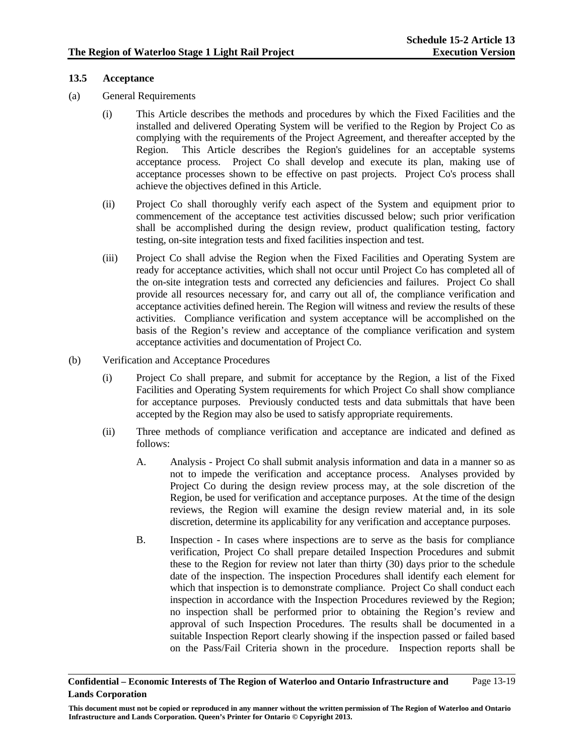### 13.5 Acceptance

(a) General Requirements

(i) This Article describes the methods and procedures by which the Fixed Facilities and the installed and delivered Operating System will be verified to the Region by Project Co as complying with the requirements of the Project Agreement, and thereafter accepted by the Region. This Article describes the Region's guidelines for an acceptable systems acceptance process. Project Co shall develop and execute its plan, making use of acceptance processes shown to be effective on past projects. Project Co's process shall achieve the objectives defined in this Article.

(ii) Project Co shall thoroughly verify each aspect of the System and equipment prior to commencement of the acceptance test activities discussed below; such prior verification shall be accomplished during the design review, product qualification testing, factory testing, on-site integration tests and fixed facilities inspection and test.

(iii) Project Co shall advise the Region when the Fixed Facilities and Operating System are ready for acceptance activities, which shall not occur until Project Co has completed all of the on-site integration tests and corrected any deficiencies and failures. Project Co shall provide all resources necessary for, and carry out all of, the compliance verification and acceptance activities defined herein. The Region will witness and review the results of these activities. Compliance verification and system acceptance will be accomplished on the basis of the Region's review and acceptance of the compliance verification and system acceptance activities and documentation of Project Co.

(b) Verification and Acceptance Procedures

(i) Project Co shall prepare, and submit for acceptance by the Region, a list of the Fixed Facilities and Operating System requirements for which Project Co shall show compliance for acceptance purposes. Previously conducted tests and data submittals that have been accepted by the Region may also be used to satisfy appropriate requirements.

(ii) Three methods of compliance verification and acceptance are indicated and defined as follows:

A. Analysis - Project Co shall submit analysis information and data in a manner so as not to impede the verification and acceptance process. Analyses provided by Project Co during the design review process may, at the sole discretion of the Region, be used for verification and acceptance purposes. At the time of the design reviews, the Region will examine the design review material and, in its sole discretion, determine its applicability for any verification and acceptance purposes.

B. Inspection - In cases where inspections are to serve as the basis for compliance verification, Project Co shall prepare detailed Inspection Procedures and submit these to the Region for review not later than thirty (30) days prior to the schedule date of the inspection. The inspection Procedures shall identify each element for which that inspection is to demonstrate compliance. Project Co shall conduct each inspection in accordance with the Inspection Procedures reviewed by the Region; no inspection shall be performed prior to obtaining the Region's review and approval of such Inspection Procedures. The results shall be documented in a suitable Inspection Report clearly showing if the inspection passed or failed based on the Pass/Fail Criteria shown in the procedure. Inspection reports shall be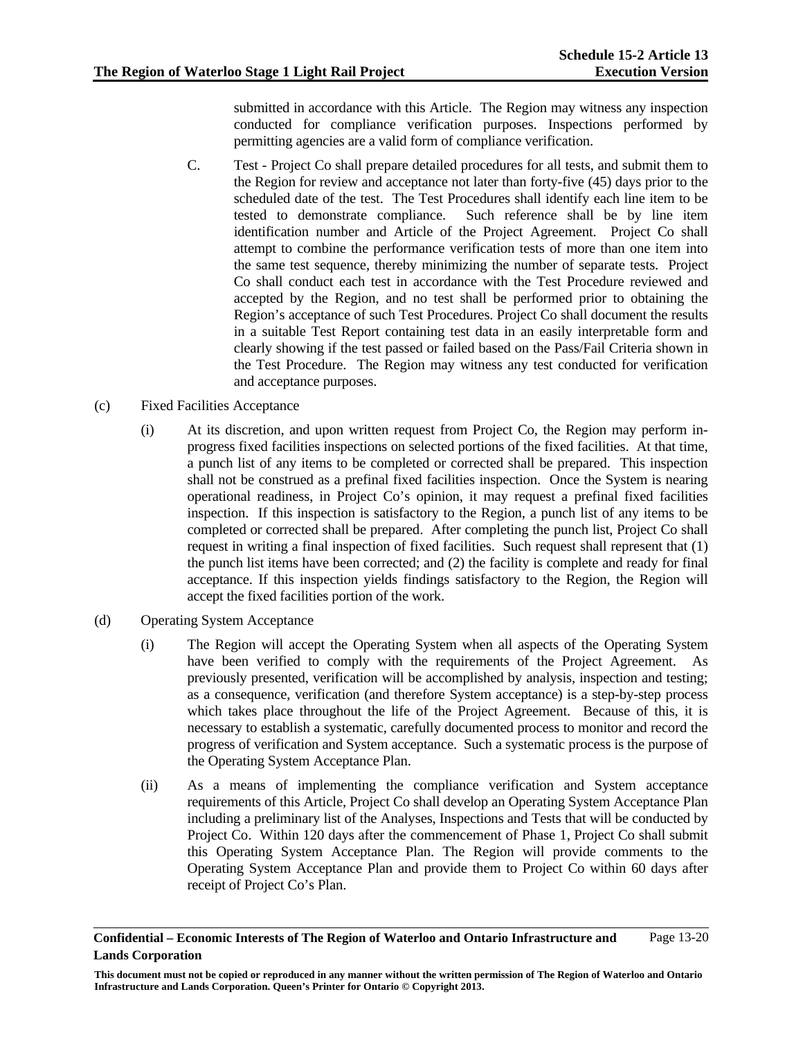submitted in accordance with this Article. The Region may witness any inspection conducted for compliance verification purposes. Inspections performed by permitting agencies are a valid form of compliance verification.

C. Test - Project Co shall prepare detailed procedures for all tests, and submit them to the Region for review and acceptance not later than forty-five (45) days prior to the scheduled date of the test. The Test Procedures shall identify each line item to be tested to demonstrate compliance. Such reference shall be by line item identification number and Article of the Project Agreement. Project Co shall attempt to combine the performance verification tests of more than one item into the same test sequence, thereby minimizing the number of separate tests. Project Co shall conduct each test in accordance with the Test Procedure reviewed and accepted by the Region, and no test shall be performed prior to obtaining the Region's acceptance of such Test Procedures. Project Co shall document the results in a suitable Test Report containing test data in an easily interpretable form and clearly showing if the test passed or failed based on the Pass/Fail Criteria shown in the Test Procedure. The Region may witness any test conducted for verification and acceptance purposes.

(c) Fixed Facilities Acceptance

(i) At its discretion, and upon written request from Project Co, the Region may perform in-progress fixed facilities inspections on selected portions of the fixed facilities. At that time, a punch list of any items to be completed or corrected shall be prepared. This inspection shall not be construed as a prefinal fixed facilities inspection. Once the System is nearing operational readiness, in Project Co's opinion, it may request a prefinal fixed facilities inspection. If this inspection is satisfactory to the Region, a punch list of any items to be completed or corrected shall be prepared. After completing the punch list, Project Co shall request in writing a final inspection of fixed facilities. Such request shall represent that (1) the punch list items have been corrected; and (2) the facility is complete and ready for final acceptance. If this inspection yields findings satisfactory to the Region, the Region will accept the fixed facilities portion of the work.

(d) Operating System Acceptance

(i) The Region will accept the Operating System when all aspects of the Operating System have been verified to comply with the requirements of the Project Agreement. As previously presented, verification will be accomplished by analysis, inspection and testing; as a consequence, verification (and therefore System acceptance) is a step-by-step process which takes place throughout the life of the Project Agreement. Because of this, it is necessary to establish a systematic, carefully documented process to monitor and record the progress of verification and System acceptance. Such a systematic process is the purpose of the Operating System Acceptance Plan.

(ii) As a means of implementing the compliance verification and System acceptance requirements of this Article, Project Co shall develop an Operating System Acceptance Plan including a preliminary list of the Analyses, Inspections and Tests that will be conducted by Project Co. Within 120 days after the commencement of Phase 1, Project Co shall submit this Operating System Acceptance Plan. The Region will provide comments to the Operating System Acceptance Plan and provide them to Project Co within 60 days after receipt of Project Co's Plan.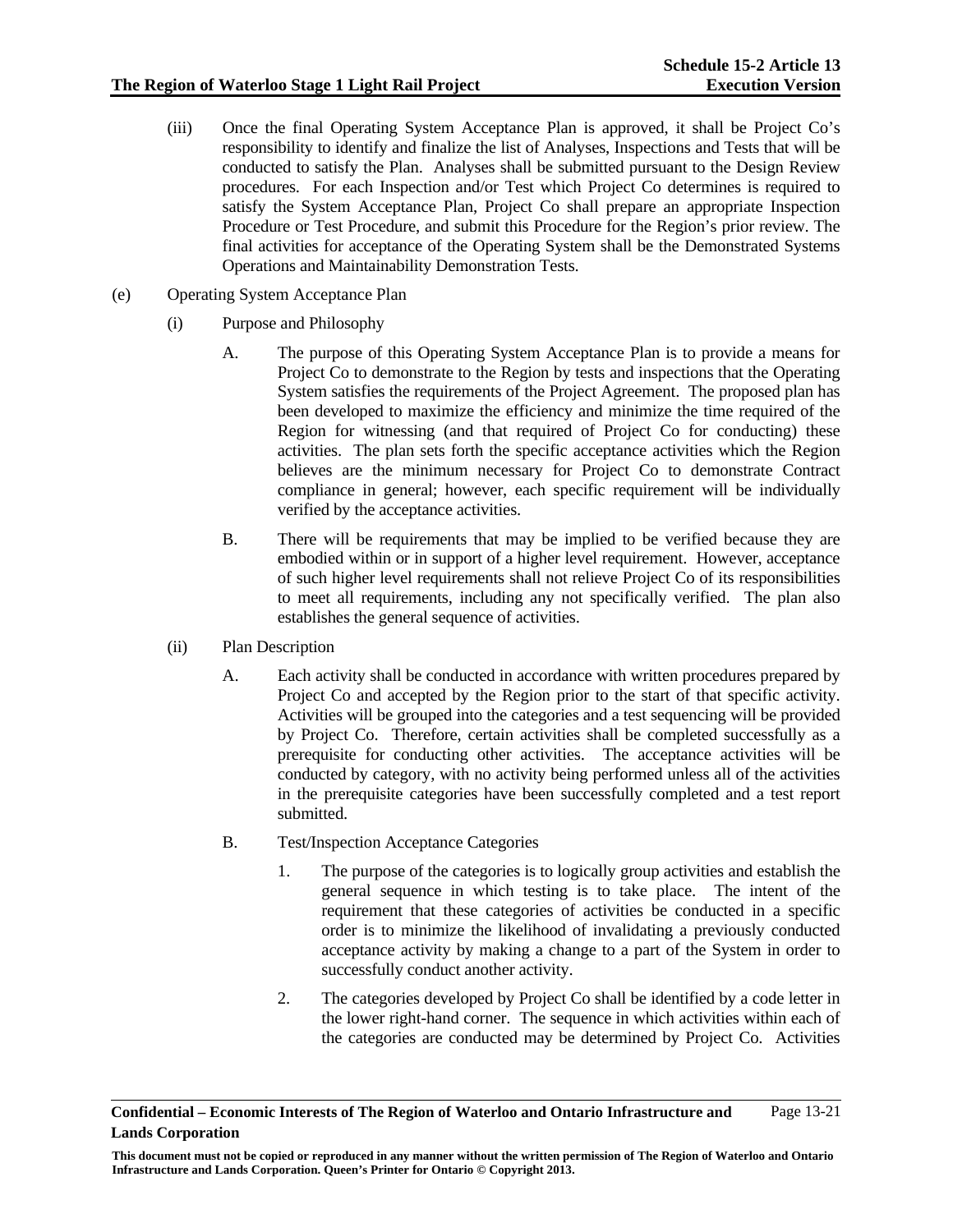(iii) Once the final Operating System Acceptance Plan is approved, it shall be Project Co's responsibility to identify and finalize the list of Analyses, Inspections and Tests that will be conducted to satisfy the Plan. Analyses shall be submitted pursuant to the Design Review procedures. For each Inspection and/or Test which Project Co determines is required to satisfy the System Acceptance Plan, Project Co shall prepare an appropriate Inspection Procedure or Test Procedure, and submit this Procedure for the Region's prior review. The final activities for acceptance of the Operating System shall be the Demonstrated Systems Operations and Maintainability Demonstration Tests.

(e) Operating System Acceptance Plan

(i) Purpose and Philosophy

A. The purpose of this Operating System Acceptance Plan is to provide a means for Project Co to demonstrate to the Region by tests and inspections that the Operating System satisfies the requirements of the Project Agreement. The proposed plan has been developed to maximize the efficiency and minimize the time required of the Region for witnessing (and that required of Project Co for conducting) these activities. The plan sets forth the specific acceptance activities which the Region believes are the minimum necessary for Project Co to demonstrate Contract compliance in general; however, each specific requirement will be individually verified by the acceptance activities.

B. There will be requirements that may be implied to be verified because they are embodied within or in support of a higher level requirement. However, acceptance of such higher level requirements shall not relieve Project Co of its responsibilities to meet all requirements, including any not specifically verified. The plan also establishes the general sequence of activities.

(ii) Plan Description

A. Each activity shall be conducted in accordance with written procedures prepared by Project Co and accepted by the Region prior to the start of that specific activity. Activities will be grouped into the categories and a test sequencing will be provided by Project Co. Therefore, certain activities shall be completed successfully as a prerequisite for conducting other activities. The acceptance activities will be conducted by category, with no activity being performed unless all of the activities in the prerequisite categories have been successfully completed and a test report submitted.

B. Test/Inspection Acceptance Categories

1. The purpose of the categories is to logically group activities and establish the general sequence in which testing is to take place. The intent of the requirement that these categories of activities be conducted in a specific order is to minimize the likelihood of invalidating a previously conducted acceptance activity by making a change to a part of the System in order to successfully conduct another activity.

2. The categories developed by Project Co shall be identified by a code letter in the lower right-hand corner. The sequence in which activities within each of the categories are conducted may be determined by Project Co. Activities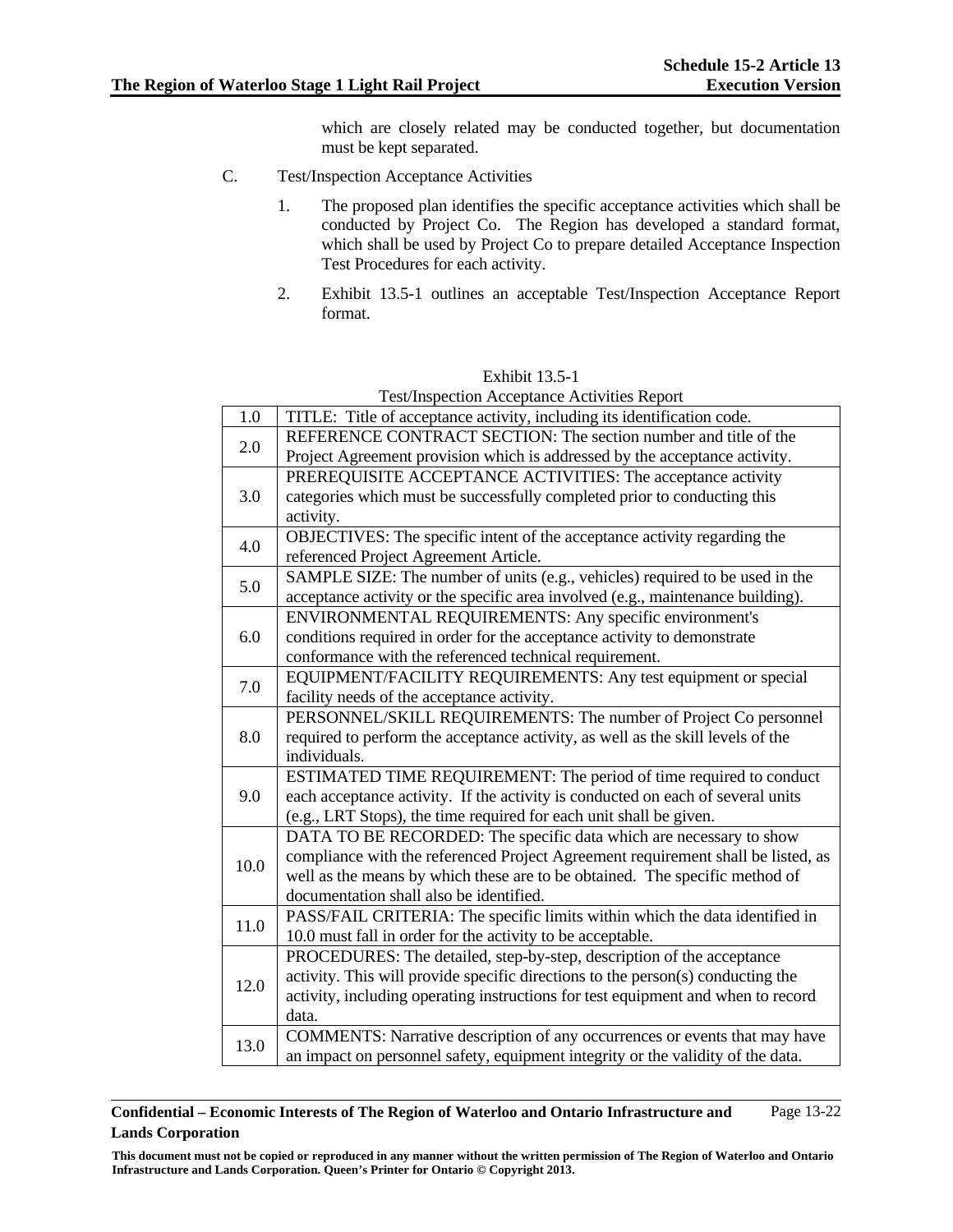which are closely related may be conducted together, but documentation must be kept separated.

C. Test/Inspection Acceptance Activities

1. The proposed plan identifies the specific acceptance activities which shall be conducted by Project Co. The Region has developed a standard format, which shall be used by Project Co to prepare detailed Acceptance Inspection Test Procedures for each activity.

2. Exhibit 13.5-1 outlines an acceptable Test/Inspection Acceptance Report format.

Exhibit 13.5-1

Test/Inspection Acceptance Activities Report

| | |
|---|---|
| 1.0 | TITLE: Title of acceptance activity, including its identification code. |
| 2.0 | REFERENCE CONTRACT SECTION: The section number and title of the Project Agreement provision which is addressed by the acceptance activity. |
| 3.0 | PREREQUISITE ACCEPTANCE ACTIVITIES: The acceptance activity categories which must be successfully completed prior to conducting this activity. |
| 4.0 | OBJECTIVES: The specific intent of the acceptance activity regarding the referenced Project Agreement Article. |
| 5.0 | SAMPLE SIZE: The number of units (e.g., vehicles) required to be used in the acceptance activity or the specific area involved (e.g., maintenance building). |
| 6.0 | ENVIRONMENTAL REQUIREMENTS: Any specific environment's conditions required in order for the acceptance activity to demonstrate conformance with the referenced technical requirement. |
| 7.0 | EQUIPMENT/FACILITY REQUIREMENTS: Any test equipment or special facility needs of the acceptance activity. |
| 8.0 | PERSONNEL/SKILL REQUIREMENTS: The number of Project Co personnel required to perform the acceptance activity, as well as the skill levels of the individuals. |
| 9.0 | ESTIMATED TIME REQUIREMENT: The period of time required to conduct each acceptance activity. If the activity is conducted on each of several units (e.g., LRT Stops), the time required for each unit shall be given. |
| 10.0 | DATA TO BE RECORDED: The specific data which are necessary to show compliance with the referenced Project Agreement requirement shall be listed, as well as the means by which these are to be obtained. The specific method of documentation shall also be identified. |
| 11.0 | PASS/FAIL CRITERIA: The specific limits within which the data identified in 10.0 must fall in order for the activity to be acceptable. |
| 12.0 | PROCEDURES: The detailed, step-by-step, description of the acceptance activity. This will provide specific directions to the person(s) conducting the activity, including operating instructions for test equipment and when to record data. |
| 13.0 | COMMENTS: Narrative description of any occurrences or events that may have an impact on personnel safety, equipment integrity or the validity of the data. |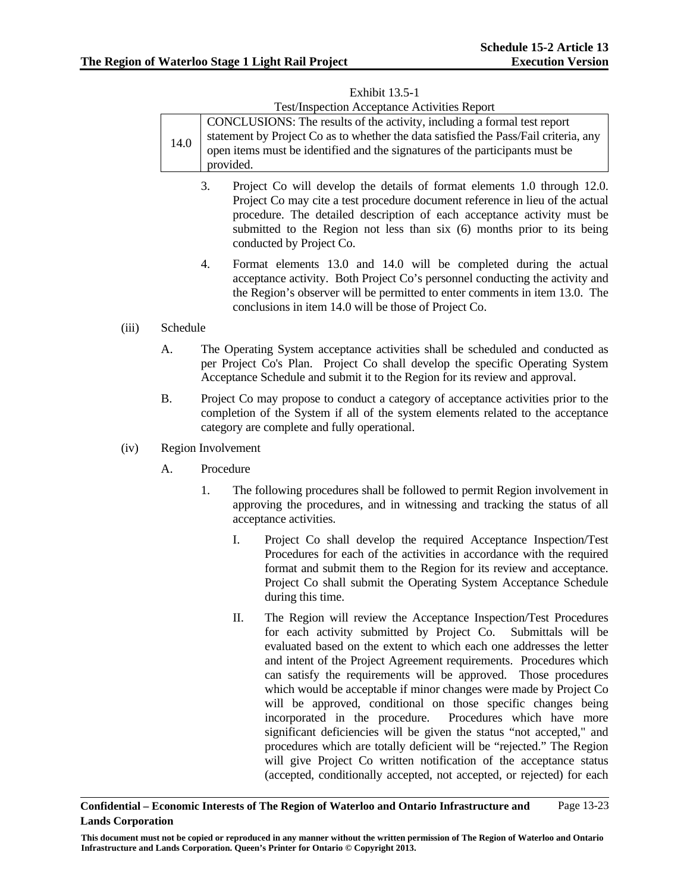Exhibit 13.5-1

Test/Inspection Acceptance Activities Report

| 14.0 | CONCLUSIONS: The results of the activity, including a formal test report statement by Project Co as to whether the data satisfied the Pass/Fail criteria, any open items must be identified and the signatures of the participants must be provided. |
|---|---|

3. Project Co will develop the details of format elements 1.0 through 12.0. Project Co may cite a test procedure document reference in lieu of the actual procedure. The detailed description of each acceptance activity must be submitted to the Region not less than six (6) months prior to its being conducted by Project Co.

4. Format elements 13.0 and 14.0 will be completed during the actual acceptance activity. Both Project Co's personnel conducting the activity and the Region's observer will be permitted to enter comments in item 13.0. The conclusions in item 14.0 will be those of Project Co.

(iii) Schedule

A. The Operating System acceptance activities shall be scheduled and conducted as per Project Co's Plan. Project Co shall develop the specific Operating System Acceptance Schedule and submit it to the Region for its review and approval.

B. Project Co may propose to conduct a category of acceptance activities prior to the completion of the System if all of the system elements related to the acceptance category are complete and fully operational.

(iv) Region Involvement

A. Procedure

1. The following procedures shall be followed to permit Region involvement in approving the procedures, and in witnessing and tracking the status of all acceptance activities.

I. Project Co shall develop the required Acceptance Inspection/Test Procedures for each of the activities in accordance with the required format and submit them to the Region for its review and acceptance. Project Co shall submit the Operating System Acceptance Schedule during this time.

II. The Region will review the Acceptance Inspection/Test Procedures for each activity submitted by Project Co. Submittals will be evaluated based on the extent to which each one addresses the letter and intent of the Project Agreement requirements. Procedures which can satisfy the requirements will be approved. Those procedures which would be acceptable if minor changes were made by Project Co will be approved, conditional on those specific changes being incorporated in the procedure. Procedures which have more significant deficiencies will be given the status "not accepted," and procedures which are totally deficient will be "rejected." The Region will give Project Co written notification of the acceptance status (accepted, conditionally accepted, not accepted, or rejected) for each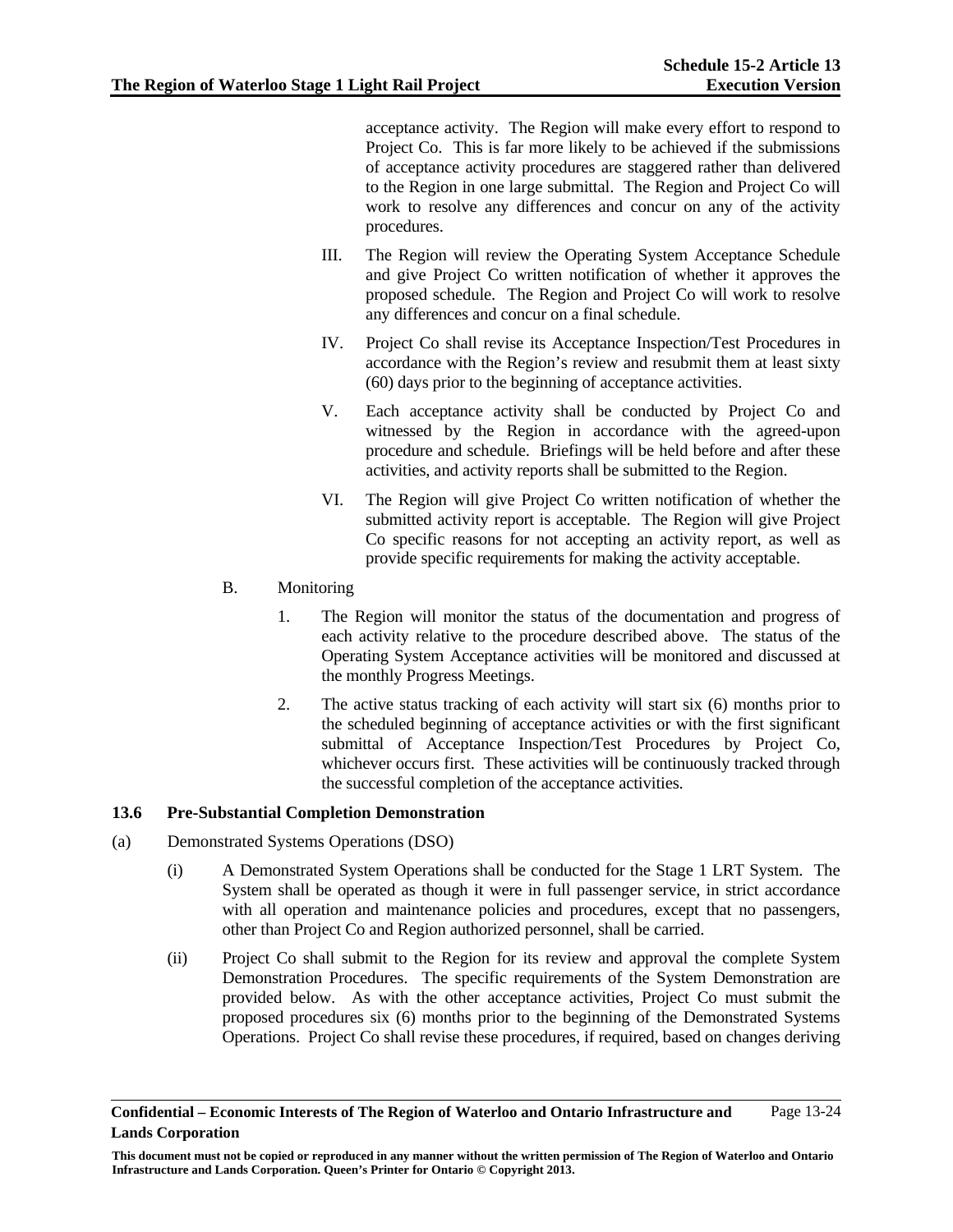acceptance activity. The Region will make every effort to respond to Project Co. This is far more likely to be achieved if the submissions of acceptance activity procedures are staggered rather than delivered to the Region in one large submittal. The Region and Project Co will work to resolve any differences and concur on any of the activity procedures.

III. The Region will review the Operating System Acceptance Schedule and give Project Co written notification of whether it approves the proposed schedule. The Region and Project Co will work to resolve any differences and concur on a final schedule.

IV. Project Co shall revise its Acceptance Inspection/Test Procedures in accordance with the Region's review and resubmit them at least sixty (60) days prior to the beginning of acceptance activities.

V. Each acceptance activity shall be conducted by Project Co and witnessed by the Region in accordance with the agreed-upon procedure and schedule. Briefings will be held before and after these activities, and activity reports shall be submitted to the Region.

VI. The Region will give Project Co written notification of whether the submitted activity report is acceptable. The Region will give Project Co specific reasons for not accepting an activity report, as well as provide specific requirements for making the activity acceptable.

B. Monitoring

1. The Region will monitor the status of the documentation and progress of each activity relative to the procedure described above. The status of the Operating System Acceptance activities will be monitored and discussed at the monthly Progress Meetings.

2. The active status tracking of each activity will start six (6) months prior to the scheduled beginning of acceptance activities or with the first significant submittal of Acceptance Inspection/Test Procedures by Project Co, whichever occurs first. These activities will be continuously tracked through the successful completion of the acceptance activities.

### 13.6 Pre-Substantial Completion Demonstration

(a) Demonstrated Systems Operations (DSO)

(i) A Demonstrated System Operations shall be conducted for the Stage 1 LRT System. The System shall be operated as though it were in full passenger service, in strict accordance with all operation and maintenance policies and procedures, except that no passengers, other than Project Co and Region authorized personnel, shall be carried.

(ii) Project Co shall submit to the Region for its review and approval the complete System Demonstration Procedures. The specific requirements of the System Demonstration are provided below. As with the other acceptance activities, Project Co must submit the proposed procedures six (6) months prior to the beginning of the Demonstrated Systems Operations. Project Co shall revise these procedures, if required, based on changes deriving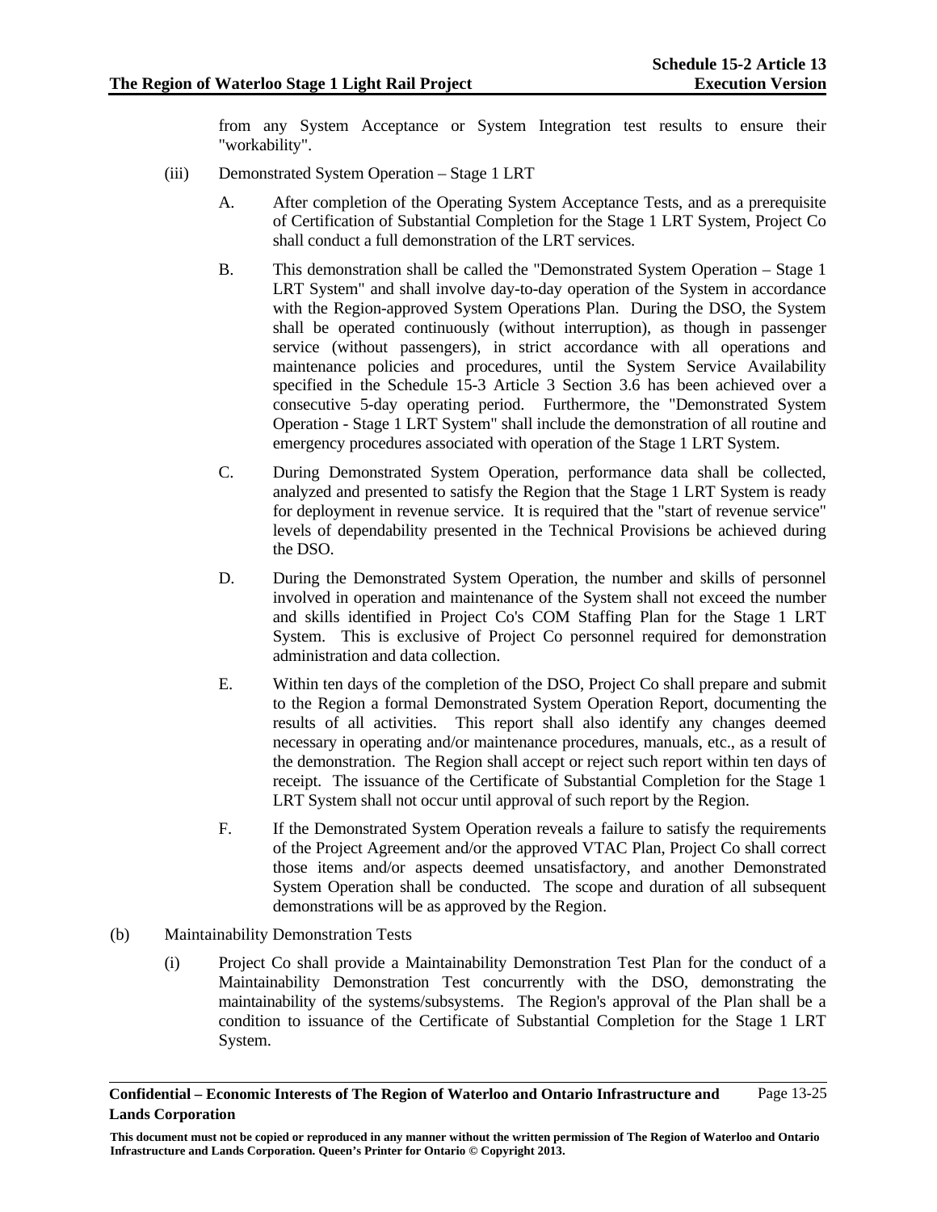from any System Acceptance or System Integration test results to ensure their "workability".

(iii) Demonstrated System Operation – Stage 1 LRT

A. After completion of the Operating System Acceptance Tests, and as a prerequisite of Certification of Substantial Completion for the Stage 1 LRT System, Project Co shall conduct a full demonstration of the LRT services.

B. This demonstration shall be called the "Demonstrated System Operation – Stage 1 LRT System" and shall involve day-to-day operation of the System in accordance with the Region-approved System Operations Plan. During the DSO, the System shall be operated continuously (without interruption), as though in passenger service (without passengers), in strict accordance with all operations and maintenance policies and procedures, until the System Service Availability specified in the Schedule 15-3 Article 3 Section 3.6 has been achieved over a consecutive 5-day operating period. Furthermore, the "Demonstrated System Operation - Stage 1 LRT System" shall include the demonstration of all routine and emergency procedures associated with operation of the Stage 1 LRT System.

C. During Demonstrated System Operation, performance data shall be collected, analyzed and presented to satisfy the Region that the Stage 1 LRT System is ready for deployment in revenue service. It is required that the "start of revenue service" levels of dependability presented in the Technical Provisions be achieved during the DSO.

D. During the Demonstrated System Operation, the number and skills of personnel involved in operation and maintenance of the System shall not exceed the number and skills identified in Project Co's COM Staffing Plan for the Stage 1 LRT System. This is exclusive of Project Co personnel required for demonstration administration and data collection.

E. Within ten days of the completion of the DSO, Project Co shall prepare and submit to the Region a formal Demonstrated System Operation Report, documenting the results of all activities. This report shall also identify any changes deemed necessary in operating and/or maintenance procedures, manuals, etc., as a result of the demonstration. The Region shall accept or reject such report within ten days of receipt. The issuance of the Certificate of Substantial Completion for the Stage 1 LRT System shall not occur until approval of such report by the Region.

F. If the Demonstrated System Operation reveals a failure to satisfy the requirements of the Project Agreement and/or the approved VTAC Plan, Project Co shall correct those items and/or aspects deemed unsatisfactory, and another Demonstrated System Operation shall be conducted. The scope and duration of all subsequent demonstrations will be as approved by the Region.

(b) Maintainability Demonstration Tests

(i) Project Co shall provide a Maintainability Demonstration Test Plan for the conduct of a Maintainability Demonstration Test concurrently with the DSO, demonstrating the maintainability of the systems/subsystems. The Region's approval of the Plan shall be a condition to issuance of the Certificate of Substantial Completion for the Stage 1 LRT System.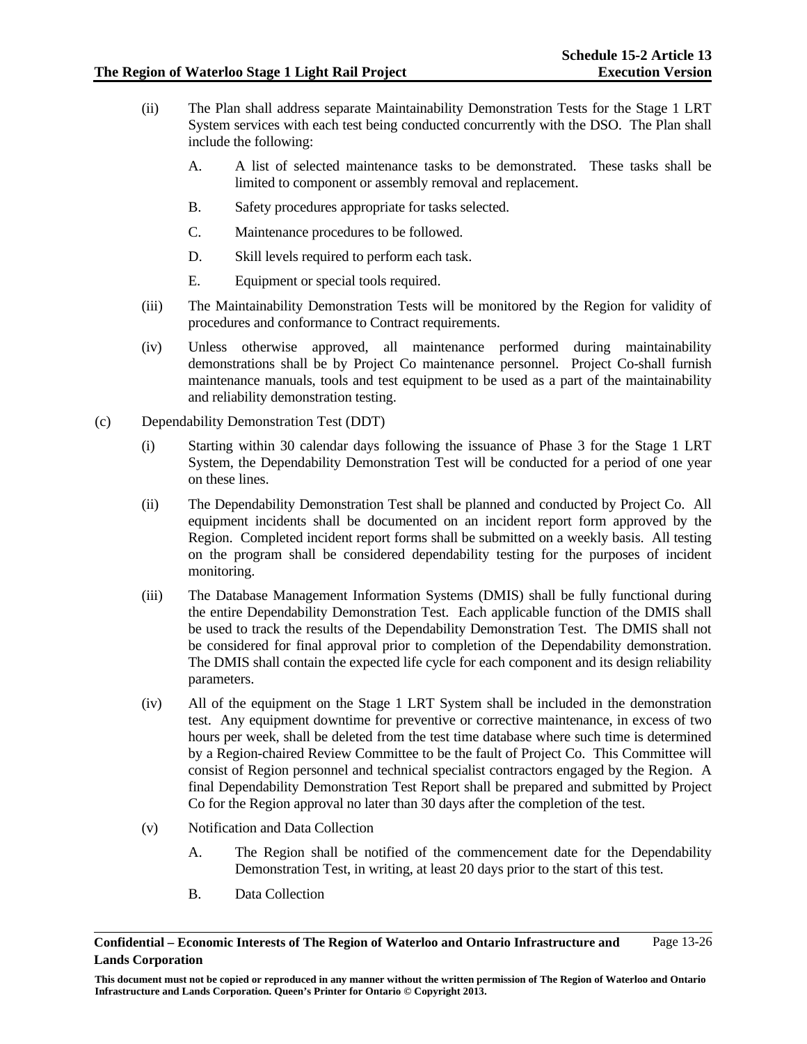(ii) The Plan shall address separate Maintainability Demonstration Tests for the Stage 1 LRT System services with each test being conducted concurrently with the DSO. The Plan shall include the following:

A. A list of selected maintenance tasks to be demonstrated. These tasks shall be limited to component or assembly removal and replacement.

B. Safety procedures appropriate for tasks selected.

C. Maintenance procedures to be followed.

D. Skill levels required to perform each task.

E. Equipment or special tools required.

(iii) The Maintainability Demonstration Tests will be monitored by the Region for validity of procedures and conformance to Contract requirements.

(iv) Unless otherwise approved, all maintenance performed during maintainability demonstrations shall be by Project Co maintenance personnel. Project Co-shall furnish maintenance manuals, tools and test equipment to be used as a part of the maintainability and reliability demonstration testing.

(c) Dependability Demonstration Test (DDT)

(i) Starting within 30 calendar days following the issuance of Phase 3 for the Stage 1 LRT System, the Dependability Demonstration Test will be conducted for a period of one year on these lines.

(ii) The Dependability Demonstration Test shall be planned and conducted by Project Co. All equipment incidents shall be documented on an incident report form approved by the Region. Completed incident report forms shall be submitted on a weekly basis. All testing on the program shall be considered dependability testing for the purposes of incident monitoring.

(iii) The Database Management Information Systems (DMIS) shall be fully functional during the entire Dependability Demonstration Test. Each applicable function of the DMIS shall be used to track the results of the Dependability Demonstration Test. The DMIS shall not be considered for final approval prior to completion of the Dependability demonstration. The DMIS shall contain the expected life cycle for each component and its design reliability parameters.

(iv) All of the equipment on the Stage 1 LRT System shall be included in the demonstration test. Any equipment downtime for preventive or corrective maintenance, in excess of two hours per week, shall be deleted from the test time database where such time is determined by a Region-chaired Review Committee to be the fault of Project Co. This Committee will consist of Region personnel and technical specialist contractors engaged by the Region. A final Dependability Demonstration Test Report shall be prepared and submitted by Project Co for the Region approval no later than 30 days after the completion of the test.

(v) Notification and Data Collection

A. The Region shall be notified of the commencement date for the Dependability Demonstration Test, in writing, at least 20 days prior to the start of this test.

B. Data Collection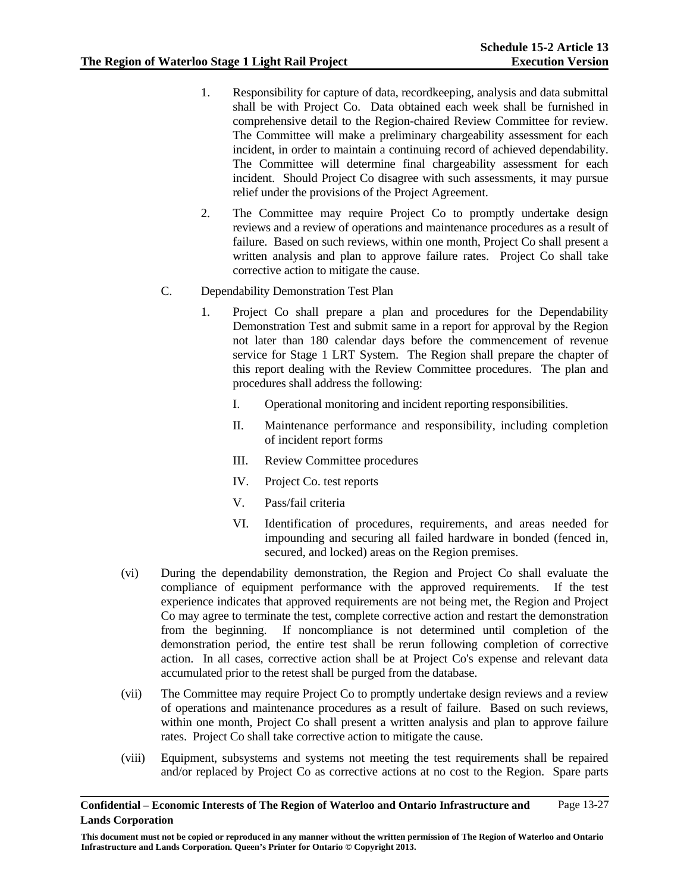1. Responsibility for capture of data, recordkeeping, analysis and data submittal shall be with Project Co. Data obtained each week shall be furnished in comprehensive detail to the Region-chaired Review Committee for review. The Committee will make a preliminary chargeability assessment for each incident, in order to maintain a continuing record of achieved dependability. The Committee will determine final chargeability assessment for each incident. Should Project Co disagree with such assessments, it may pursue relief under the provisions of the Project Agreement.

2. The Committee may require Project Co to promptly undertake design reviews and a review of operations and maintenance procedures as a result of failure. Based on such reviews, within one month, Project Co shall present a written analysis and plan to approve failure rates. Project Co shall take corrective action to mitigate the cause.

C. Dependability Demonstration Test Plan

1. Project Co shall prepare a plan and procedures for the Dependability Demonstration Test and submit same in a report for approval by the Region not later than 180 calendar days before the commencement of revenue service for Stage 1 LRT System. The Region shall prepare the chapter of this report dealing with the Review Committee procedures. The plan and procedures shall address the following:

   I. Operational monitoring and incident reporting responsibilities.

   II. Maintenance performance and responsibility, including completion of incident report forms

   III. Review Committee procedures

   IV. Project Co. test reports

   V. Pass/fail criteria

   VI. Identification of procedures, requirements, and areas needed for impounding and securing all failed hardware in bonded (fenced in, secured, and locked) areas on the Region premises.

(vi) During the dependability demonstration, the Region and Project Co shall evaluate the compliance of equipment performance with the approved requirements. If the test experience indicates that approved requirements are not being met, the Region and Project Co may agree to terminate the test, complete corrective action and restart the demonstration from the beginning. If noncompliance is not determined until completion of the demonstration period, the entire test shall be rerun following completion of corrective action. In all cases, corrective action shall be at Project Co's expense and relevant data accumulated prior to the retest shall be purged from the database.

(vii) The Committee may require Project Co to promptly undertake design reviews and a review of operations and maintenance procedures as a result of failure. Based on such reviews, within one month, Project Co shall present a written analysis and plan to approve failure rates. Project Co shall take corrective action to mitigate the cause.

(viii) Equipment, subsystems and systems not meeting the test requirements shall be repaired and/or replaced by Project Co as corrective actions at no cost to the Region. Spare parts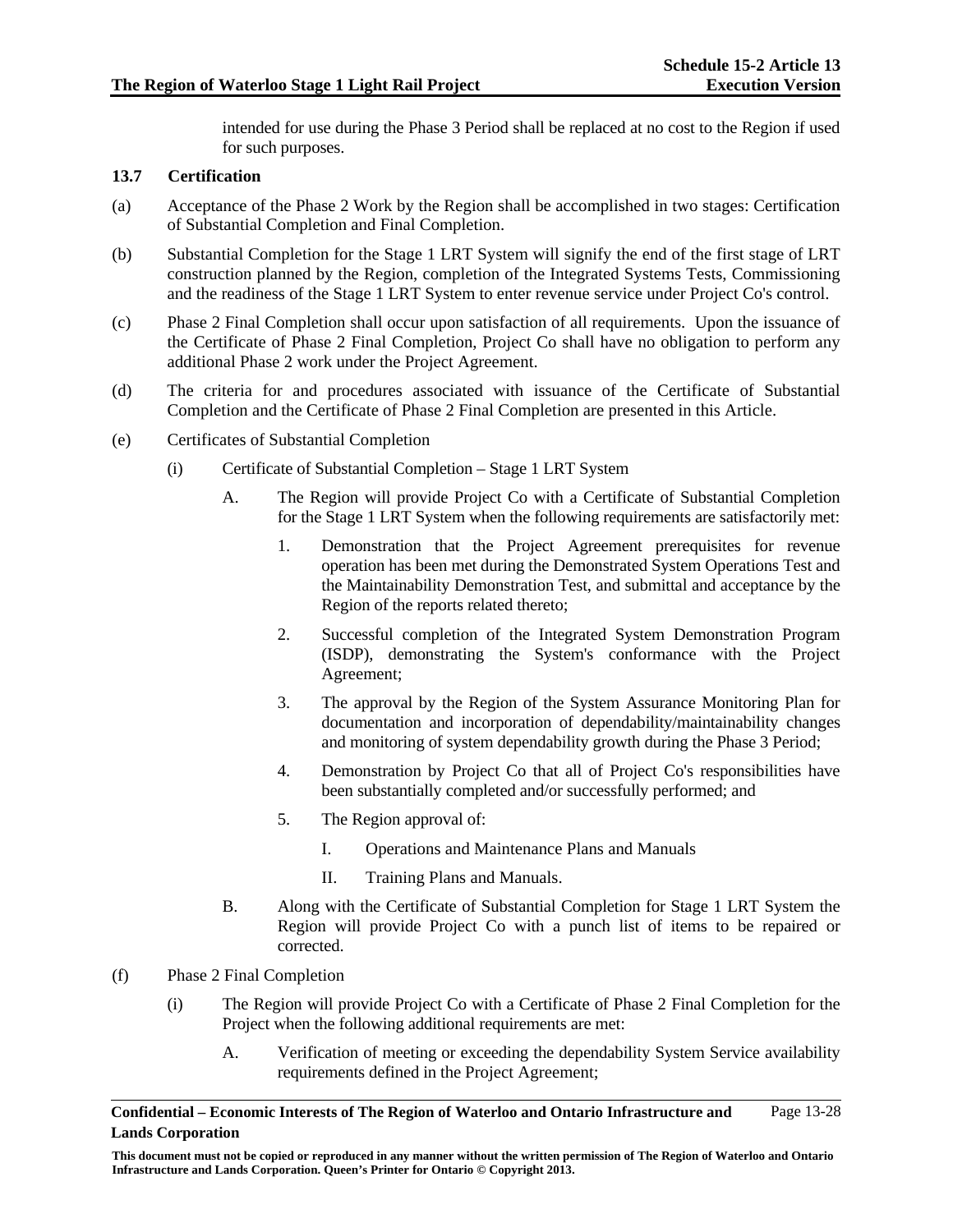intended for use during the Phase 3 Period shall be replaced at no cost to the Region if used for such purposes.

### 13.7 Certification

(a) Acceptance of the Phase 2 Work by the Region shall be accomplished in two stages: Certification of Substantial Completion and Final Completion.

(b) Substantial Completion for the Stage 1 LRT System will signify the end of the first stage of LRT construction planned by the Region, completion of the Integrated Systems Tests, Commissioning and the readiness of the Stage 1 LRT System to enter revenue service under Project Co's control.

(c) Phase 2 Final Completion shall occur upon satisfaction of all requirements. Upon the issuance of the Certificate of Phase 2 Final Completion, Project Co shall have no obligation to perform any additional Phase 2 work under the Project Agreement.

(d) The criteria for and procedures associated with issuance of the Certificate of Substantial Completion and the Certificate of Phase 2 Final Completion are presented in this Article.

(e) Certificates of Substantial Completion

  (i) Certificate of Substantial Completion – Stage 1 LRT System

    A. The Region will provide Project Co with a Certificate of Substantial Completion for the Stage 1 LRT System when the following requirements are satisfactorily met:

      1. Demonstration that the Project Agreement prerequisites for revenue operation has been met during the Demonstrated System Operations Test and the Maintainability Demonstration Test, and submittal and acceptance by the Region of the reports related thereto;

      2. Successful completion of the Integrated System Demonstration Program (ISDP), demonstrating the System's conformance with the Project Agreement;

      3. The approval by the Region of the System Assurance Monitoring Plan for documentation and incorporation of dependability/maintainability changes and monitoring of system dependability growth during the Phase 3 Period;

      4. Demonstration by Project Co that all of Project Co's responsibilities have been substantially completed and/or successfully performed; and

      5. The Region approval of:

        I. Operations and Maintenance Plans and Manuals

        II. Training Plans and Manuals.

    B. Along with the Certificate of Substantial Completion for Stage 1 LRT System the Region will provide Project Co with a punch list of items to be repaired or corrected.

(f) Phase 2 Final Completion

  (i) The Region will provide Project Co with a Certificate of Phase 2 Final Completion for the Project when the following additional requirements are met:

    A. Verification of meeting or exceeding the dependability System Service availability requirements defined in the Project Agreement;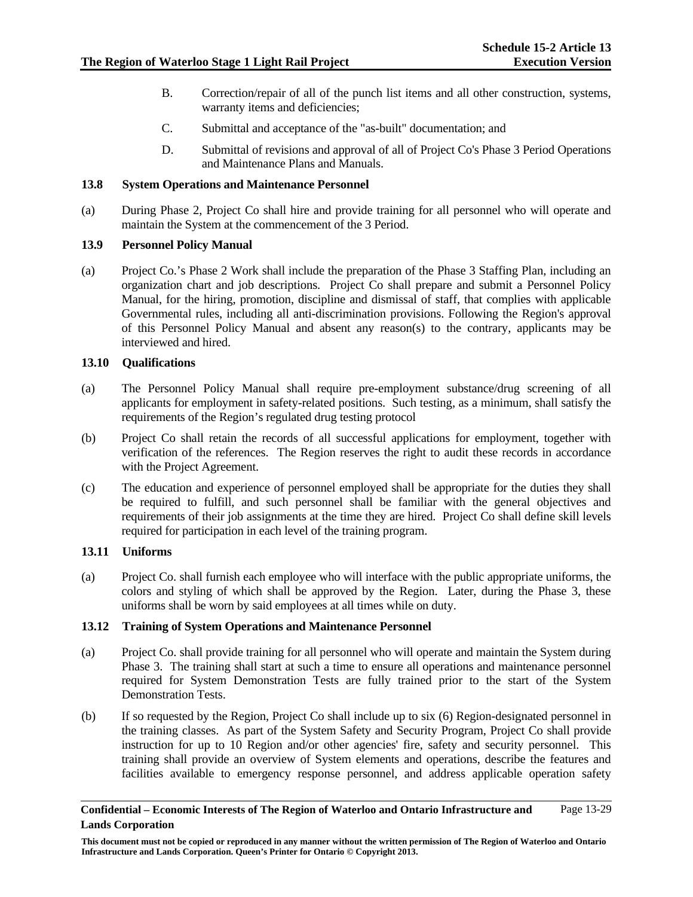B. Correction/repair of all of the punch list items and all other construction, systems, warranty items and deficiencies;

C. Submittal and acceptance of the "as-built" documentation; and

D. Submittal of revisions and approval of all of Project Co's Phase 3 Period Operations and Maintenance Plans and Manuals.

### 13.8 System Operations and Maintenance Personnel

(a) During Phase 2, Project Co shall hire and provide training for all personnel who will operate and maintain the System at the commencement of the 3 Period.

### 13.9 Personnel Policy Manual

(a) Project Co.'s Phase 2 Work shall include the preparation of the Phase 3 Staffing Plan, including an organization chart and job descriptions. Project Co shall prepare and submit a Personnel Policy Manual, for the hiring, promotion, discipline and dismissal of staff, that complies with applicable Governmental rules, including all anti-discrimination provisions. Following the Region's approval of this Personnel Policy Manual and absent any reason(s) to the contrary, applicants may be interviewed and hired.

### 13.10 Qualifications

(a) The Personnel Policy Manual shall require pre-employment substance/drug screening of all applicants for employment in safety-related positions. Such testing, as a minimum, shall satisfy the requirements of the Region's regulated drug testing protocol

(b) Project Co shall retain the records of all successful applications for employment, together with verification of the references. The Region reserves the right to audit these records in accordance with the Project Agreement.

(c) The education and experience of personnel employed shall be appropriate for the duties they shall be required to fulfill, and such personnel shall be familiar with the general objectives and requirements of their job assignments at the time they are hired. Project Co shall define skill levels required for participation in each level of the training program.

### 13.11 Uniforms

(a) Project Co. shall furnish each employee who will interface with the public appropriate uniforms, the colors and styling of which shall be approved by the Region. Later, during the Phase 3, these uniforms shall be worn by said employees at all times while on duty.

### 13.12 Training of System Operations and Maintenance Personnel

(a) Project Co. shall provide training for all personnel who will operate and maintain the System during Phase 3. The training shall start at such a time to ensure all operations and maintenance personnel required for System Demonstration Tests are fully trained prior to the start of the System Demonstration Tests.

(b) If so requested by the Region, Project Co shall include up to six (6) Region-designated personnel in the training classes. As part of the System Safety and Security Program, Project Co shall provide instruction for up to 10 Region and/or other agencies' fire, safety and security personnel. This training shall provide an overview of System elements and operations, describe the features and facilities available to emergency response personnel, and address applicable operation safety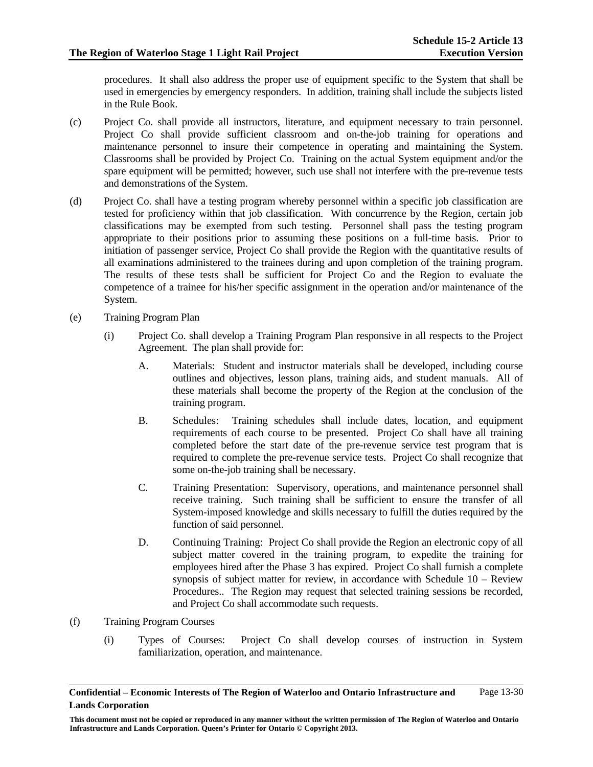procedures. It shall also address the proper use of equipment specific to the System that shall be used in emergencies by emergency responders. In addition, training shall include the subjects listed in the Rule Book.

(c) Project Co. shall provide all instructors, literature, and equipment necessary to train personnel. Project Co shall provide sufficient classroom and on-the-job training for operations and maintenance personnel to insure their competence in operating and maintaining the System. Classrooms shall be provided by Project Co. Training on the actual System equipment and/or the spare equipment will be permitted; however, such use shall not interfere with the pre-revenue tests and demonstrations of the System.

(d) Project Co. shall have a testing program whereby personnel within a specific job classification are tested for proficiency within that job classification. With concurrence by the Region, certain job classifications may be exempted from such testing. Personnel shall pass the testing program appropriate to their positions prior to assuming these positions on a full-time basis. Prior to initiation of passenger service, Project Co shall provide the Region with the quantitative results of all examinations administered to the trainees during and upon completion of the training program. The results of these tests shall be sufficient for Project Co and the Region to evaluate the competence of a trainee for his/her specific assignment in the operation and/or maintenance of the System.

(e) Training Program Plan

   (i) Project Co. shall develop a Training Program Plan responsive in all respects to the Project Agreement. The plan shall provide for:

      A. Materials: Student and instructor materials shall be developed, including course outlines and objectives, lesson plans, training aids, and student manuals. All of these materials shall become the property of the Region at the conclusion of the training program.

      B. Schedules: Training schedules shall include dates, location, and equipment requirements of each course to be presented. Project Co shall have all training completed before the start date of the pre-revenue service test program that is required to complete the pre-revenue service tests. Project Co shall recognize that some on-the-job training shall be necessary.

      C. Training Presentation: Supervisory, operations, and maintenance personnel shall receive training. Such training shall be sufficient to ensure the transfer of all System-imposed knowledge and skills necessary to fulfill the duties required by the function of said personnel.

      D. Continuing Training: Project Co shall provide the Region an electronic copy of all subject matter covered in the training program, to expedite the training for employees hired after the Phase 3 has expired. Project Co shall furnish a complete synopsis of subject matter for review, in accordance with Schedule 10 – Review Procedures.. The Region may request that selected training sessions be recorded, and Project Co shall accommodate such requests.

(f) Training Program Courses

   (i) Types of Courses: Project Co shall develop courses of instruction in System familiarization, operation, and maintenance.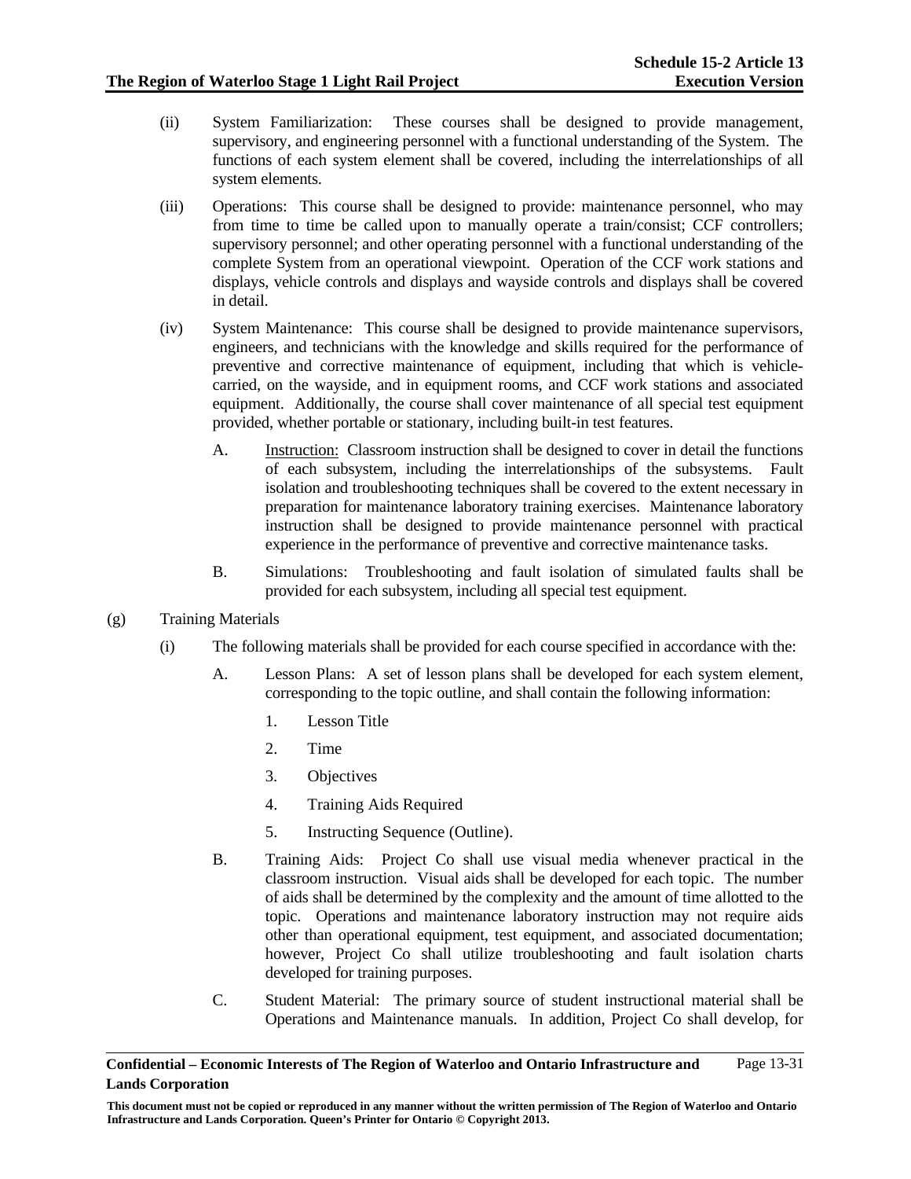(ii) System Familiarization: These courses shall be designed to provide management, supervisory, and engineering personnel with a functional understanding of the System. The functions of each system element shall be covered, including the interrelationships of all system elements.

(iii) Operations: This course shall be designed to provide: maintenance personnel, who may from time to time be called upon to manually operate a train/consist; CCF controllers; supervisory personnel; and other operating personnel with a functional understanding of the complete System from an operational viewpoint. Operation of the CCF work stations and displays, vehicle controls and displays and wayside controls and displays shall be covered in detail.

(iv) System Maintenance: This course shall be designed to provide maintenance supervisors, engineers, and technicians with the knowledge and skills required for the performance of preventive and corrective maintenance of equipment, including that which is vehicle-carried, on the wayside, and in equipment rooms, and CCF work stations and associated equipment. Additionally, the course shall cover maintenance of all special test equipment provided, whether portable or stationary, including built-in test features.

A. Instruction: Classroom instruction shall be designed to cover in detail the functions of each subsystem, including the interrelationships of the subsystems. Fault isolation and troubleshooting techniques shall be covered to the extent necessary in preparation for maintenance laboratory training exercises. Maintenance laboratory instruction shall be designed to provide maintenance personnel with practical experience in the performance of preventive and corrective maintenance tasks.

B. Simulations: Troubleshooting and fault isolation of simulated faults shall be provided for each subsystem, including all special test equipment.

(g) Training Materials

(i) The following materials shall be provided for each course specified in accordance with the:

A. Lesson Plans: A set of lesson plans shall be developed for each system element, corresponding to the topic outline, and shall contain the following information:

1. Lesson Title
2. Time
3. Objectives
4. Training Aids Required
5. Instructing Sequence (Outline).

B. Training Aids: Project Co shall use visual media whenever practical in the classroom instruction. Visual aids shall be developed for each topic. The number of aids shall be determined by the complexity and the amount of time allotted to the topic. Operations and maintenance laboratory instruction may not require aids other than operational equipment, test equipment, and associated documentation; however, Project Co shall utilize troubleshooting and fault isolation charts developed for training purposes.

C. Student Material: The primary source of student instructional material shall be Operations and Maintenance manuals. In addition, Project Co shall develop, for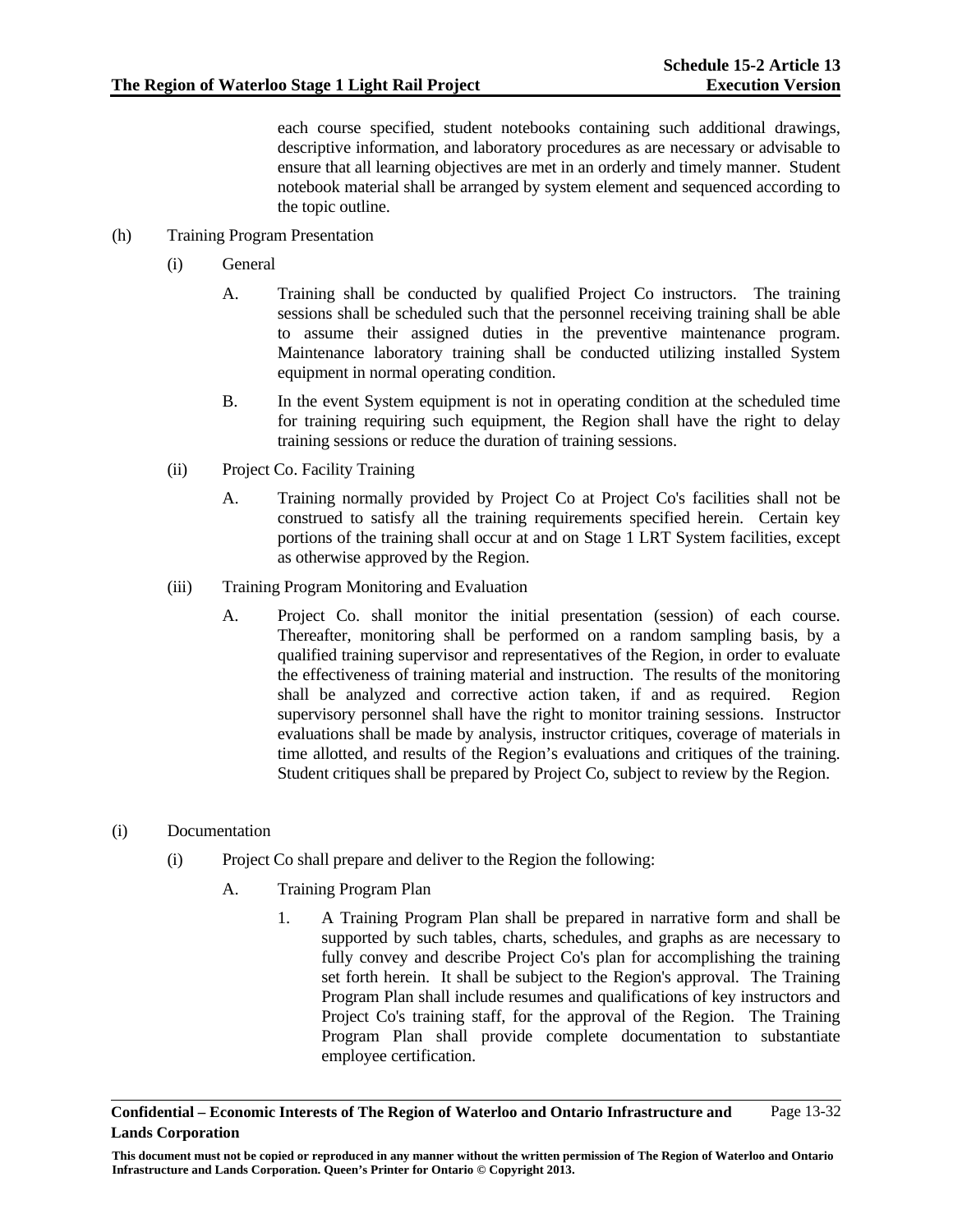each course specified, student notebooks containing such additional drawings, descriptive information, and laboratory procedures as are necessary or advisable to ensure that all learning objectives are met in an orderly and timely manner. Student notebook material shall be arranged by system element and sequenced according to the topic outline.

(h) Training Program Presentation

(i) General

A. Training shall be conducted by qualified Project Co instructors. The training sessions shall be scheduled such that the personnel receiving training shall be able to assume their assigned duties in the preventive maintenance program. Maintenance laboratory training shall be conducted utilizing installed System equipment in normal operating condition.

B. In the event System equipment is not in operating condition at the scheduled time for training requiring such equipment, the Region shall have the right to delay training sessions or reduce the duration of training sessions.

(ii) Project Co. Facility Training

A. Training normally provided by Project Co at Project Co's facilities shall not be construed to satisfy all the training requirements specified herein. Certain key portions of the training shall occur at and on Stage 1 LRT System facilities, except as otherwise approved by the Region.

(iii) Training Program Monitoring and Evaluation

A. Project Co. shall monitor the initial presentation (session) of each course. Thereafter, monitoring shall be performed on a random sampling basis, by a qualified training supervisor and representatives of the Region, in order to evaluate the effectiveness of training material and instruction. The results of the monitoring shall be analyzed and corrective action taken, if and as required. Region supervisory personnel shall have the right to monitor training sessions. Instructor evaluations shall be made by analysis, instructor critiques, coverage of materials in time allotted, and results of the Region's evaluations and critiques of the training. Student critiques shall be prepared by Project Co, subject to review by the Region.

(i) Documentation

(i) Project Co shall prepare and deliver to the Region the following:

A. Training Program Plan

1. A Training Program Plan shall be prepared in narrative form and shall be supported by such tables, charts, schedules, and graphs as are necessary to fully convey and describe Project Co's plan for accomplishing the training set forth herein. It shall be subject to the Region's approval. The Training Program Plan shall include resumes and qualifications of key instructors and Project Co's training staff, for the approval of the Region. The Training Program Plan shall provide complete documentation to substantiate employee certification.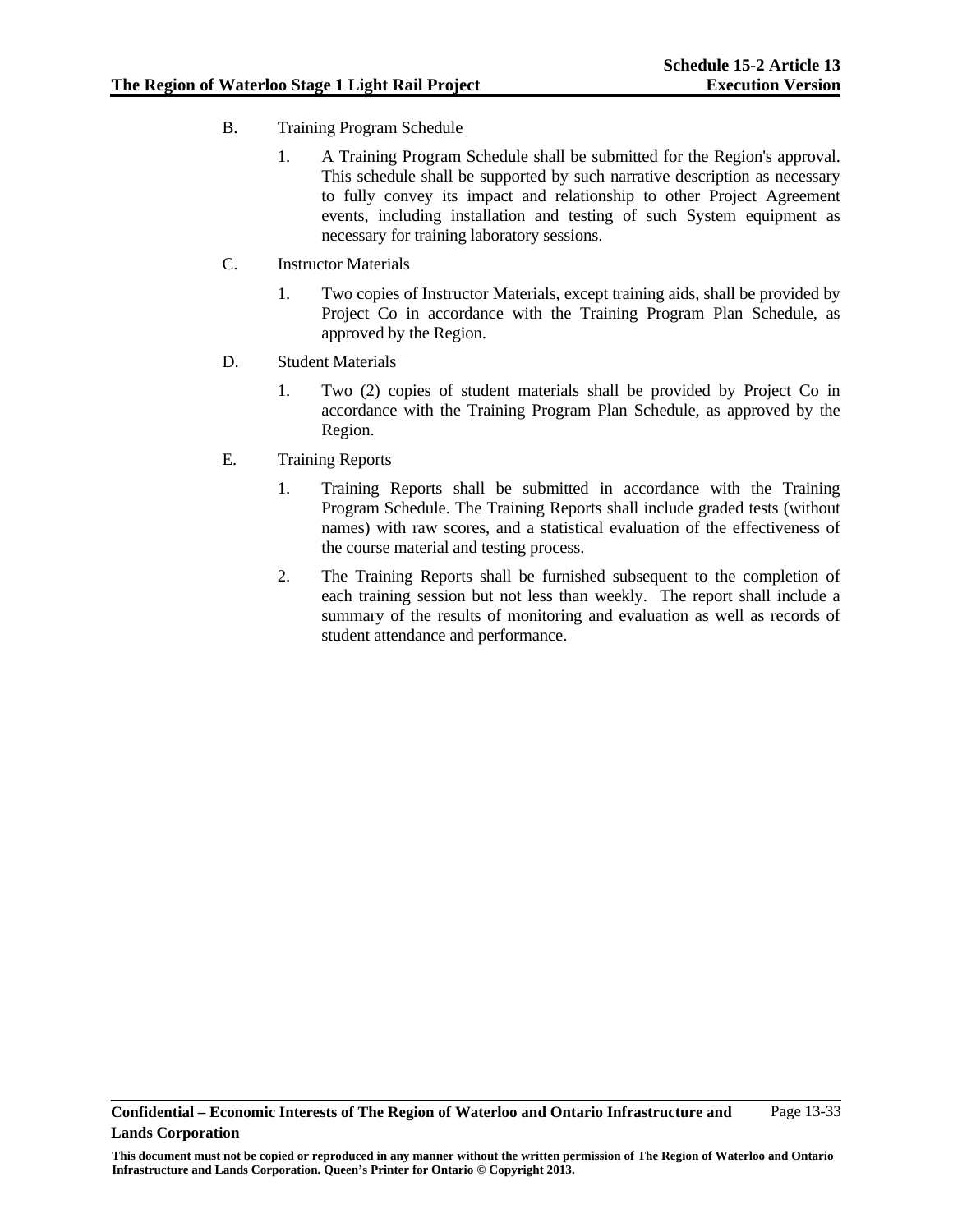B. Training Program Schedule

1. A Training Program Schedule shall be submitted for the Region's approval. This schedule shall be supported by such narrative description as necessary to fully convey its impact and relationship to other Project Agreement events, including installation and testing of such System equipment as necessary for training laboratory sessions.

C. Instructor Materials

1. Two copies of Instructor Materials, except training aids, shall be provided by Project Co in accordance with the Training Program Plan Schedule, as approved by the Region.

D. Student Materials

1. Two (2) copies of student materials shall be provided by Project Co in accordance with the Training Program Plan Schedule, as approved by the Region.

E. Training Reports

1. Training Reports shall be submitted in accordance with the Training Program Schedule. The Training Reports shall include graded tests (without names) with raw scores, and a statistical evaluation of the effectiveness of the course material and testing process.

2. The Training Reports shall be furnished subsequent to the completion of each training session but not less than weekly. The report shall include a summary of the results of monitoring and evaluation as well as records of student attendance and performance.